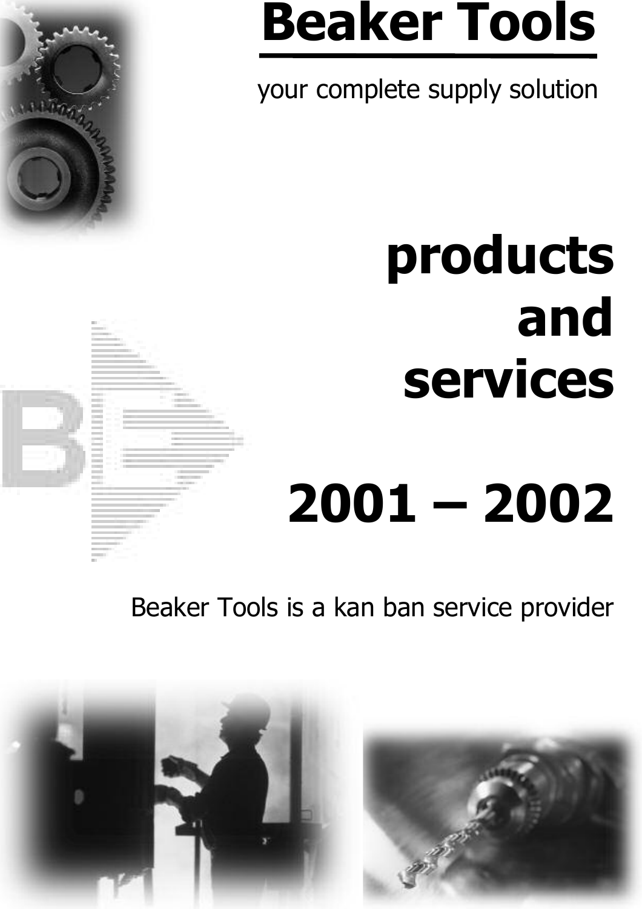# Beaker Tools

your complete supply solution

# products and services

# 2001 – 2002

Beaker Tools is a kan ban service provider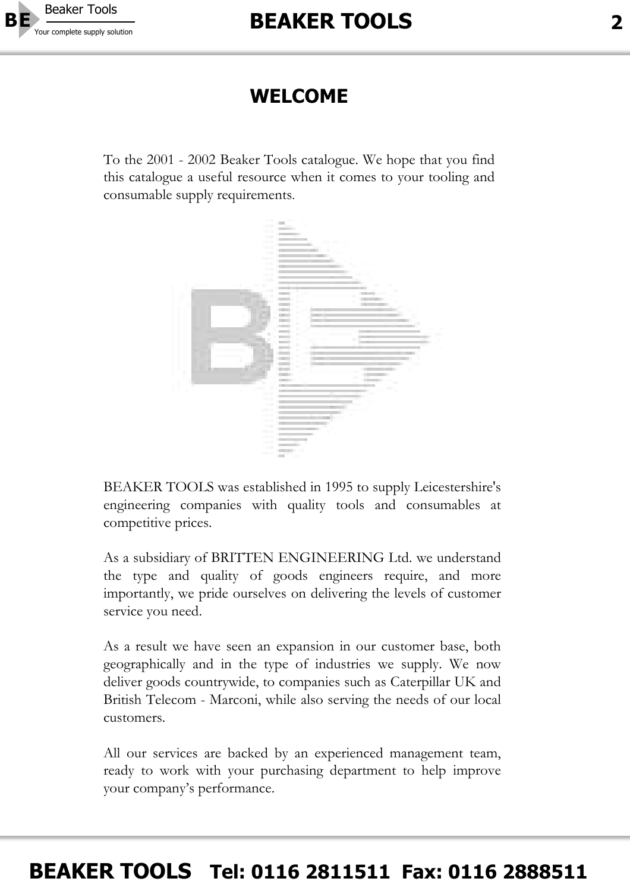# WELCOME

To the 2001 - 2002 Beaker Tools catalogue. We hope that you find this catalogue a useful resource when it comes to your tooling and consumable supply requirements.

BEAKER TOOLS was established in 1995 to supply Leicestershire's engineering companies with quality tools and consumables at competitive prices.

As a subsidiary of BRITTEN ENGINEERING Ltd. we understand the type and quality of goods engineers require, and more importantly, we pride ourselves on delivering the levels of customer service you need.

As a result we have seen an expansion in our customer base, both geographically and in the type of industries we supply. We now deliver goods countrywide, to companies such as Caterpillar UK and British Telecom - Marconi, while also serving the needs of our local customers.

All our services are backed by an experienced management team, ready to work with your purchasing department to help improve your company's performance.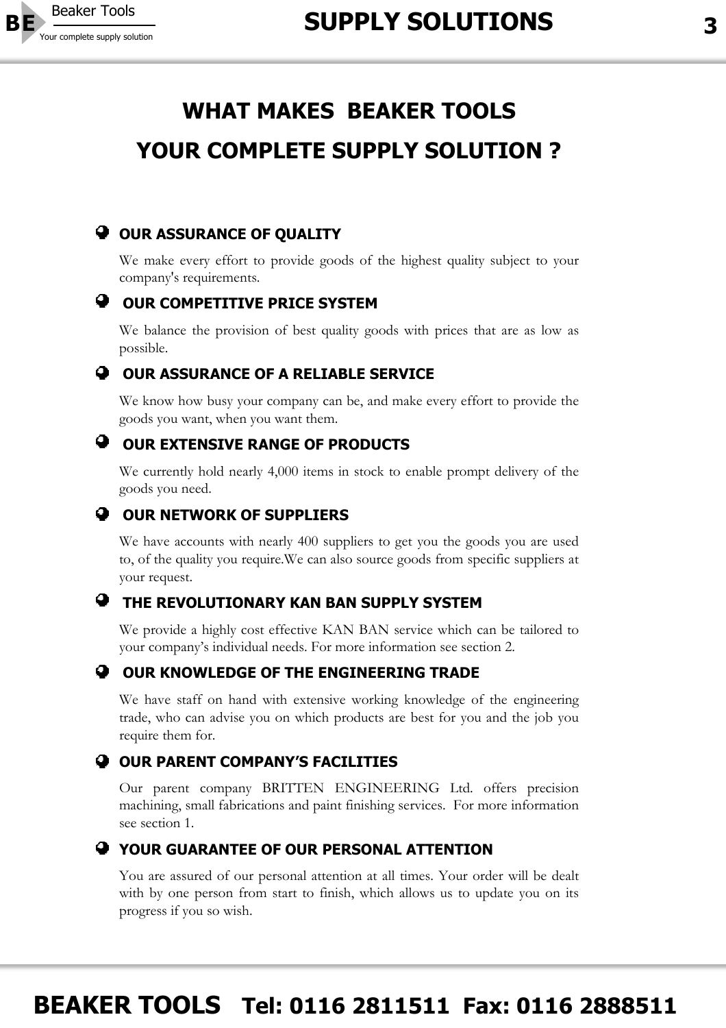# WHAT MAKES BEAKER TOOLS YOUR COMPLETE SUPPLY SOLUTION ?

- **OUR ASSURANCE OF QUALITY**

  We make every effort to provide goods of the highest quality subject to your company's requirements.

- **OUR COMPETITIVE PRICE SYSTEM**

  We balance the provision of best quality goods with prices that are as low as possible.

- **OUR ASSURANCE OF A RELIABLE SERVICE**

  We know how busy your company can be, and make every effort to provide the goods you want, when you want them.

- **OUR EXTENSIVE RANGE OF PRODUCTS**

  We currently hold nearly 4,000 items in stock to enable prompt delivery of the goods you need.

- **OUR NETWORK OF SUPPLIERS**

  We have accounts with nearly 400 suppliers to get you the goods you are used to, of the quality you require.We can also source goods from specific suppliers at your request.

- **THE REVOLUTIONARY KAN BAN SUPPLY SYSTEM**

  We provide a highly cost effective KAN BAN service which can be tailored to your company's individual needs. For more information see section 2.

- **OUR KNOWLEDGE OF THE ENGINEERING TRADE**

  We have staff on hand with extensive working knowledge of the engineering trade, who can advise you on which products are best for you and the job you require them for.

- **OUR PARENT COMPANY'S FACILITIES**

  Our parent company BRITTEN ENGINEERING Ltd. offers precision machining, small fabrications and paint finishing services. For more information see section 1.

- **YOUR GUARANTEE OF OUR PERSONAL ATTENTION**

  You are assured of our personal attention at all times. Your order will be dealt with by one person from start to finish, which allows us to update you on its progress if you so wish.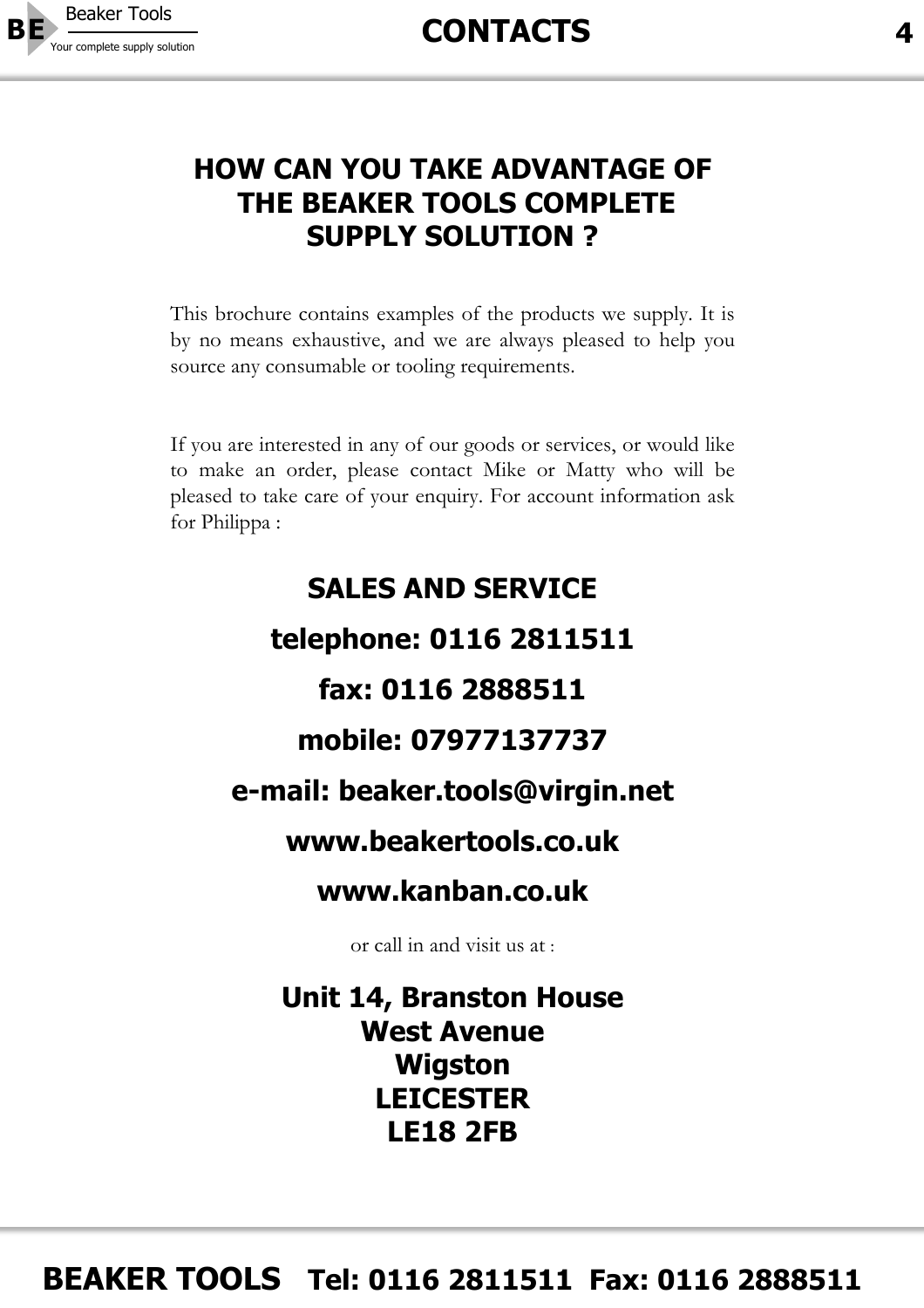# HOW CAN YOU TAKE ADVANTAGE OF THE BEAKER TOOLS COMPLETE SUPPLY SOLUTION ?

This brochure contains examples of the products we supply. It is by no means exhaustive, and we are always pleased to help you source any consumable or tooling requirements.

If you are interested in any of our goods or services, or would like to make an order, please contact Mike or Matty who will be pleased to take care of your enquiry. For account information ask for Philippa :

## SALES AND SERVICE

**telephone: 0116 2811511**

**fax: 0116 2888511**

**mobile: 07977137737**

**e-mail: beaker.tools@virgin.net**

**www.beakertools.co.uk**

**www.kanban.co.uk**

or call in and visit us at :

**Unit 14, Branston House**
**West Avenue**
**Wigston**
**LEICESTER**
**LE18 2FB**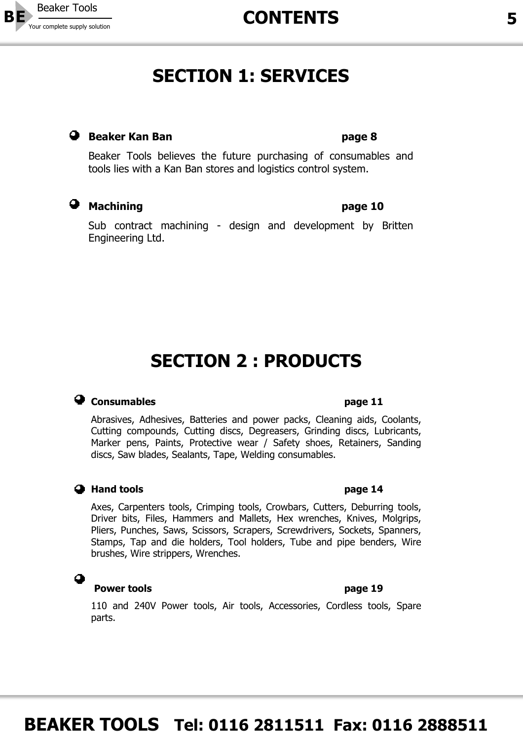# CONTENTS

## SECTION 1: SERVICES

- **Beaker Kan Ban** **page 8**

  Beaker Tools believes the future purchasing of consumables and tools lies with a Kan Ban stores and logistics control system.

- **Machining** **page 10**

  Sub contract machining - design and development by Britten Engineering Ltd.

## SECTION 2 : PRODUCTS

- **Consumables** **page 11**

  Abrasives, Adhesives, Batteries and power packs, Cleaning aids, Coolants, Cutting compounds, Cutting discs, Degreasers, Grinding discs, Lubricants, Marker pens, Paints, Protective wear / Safety shoes, Retainers, Sanding discs, Saw blades, Sealants, Tape, Welding consumables.

- **Hand tools** **page 14**

  Axes, Carpenters tools, Crimping tools, Crowbars, Cutters, Deburring tools, Driver bits, Files, Hammers and Mallets, Hex wrenches, Knives, Molgrips, Pliers, Punches, Saws, Scissors, Scrapers, Screwdrivers, Sockets, Spanners, Stamps, Tap and die holders, Tool holders, Tube and pipe benders, Wire brushes, Wire strippers, Wrenches.

- **Power tools** **page 19**

  110 and 240V Power tools, Air tools, Accessories, Cordless tools, Spare parts.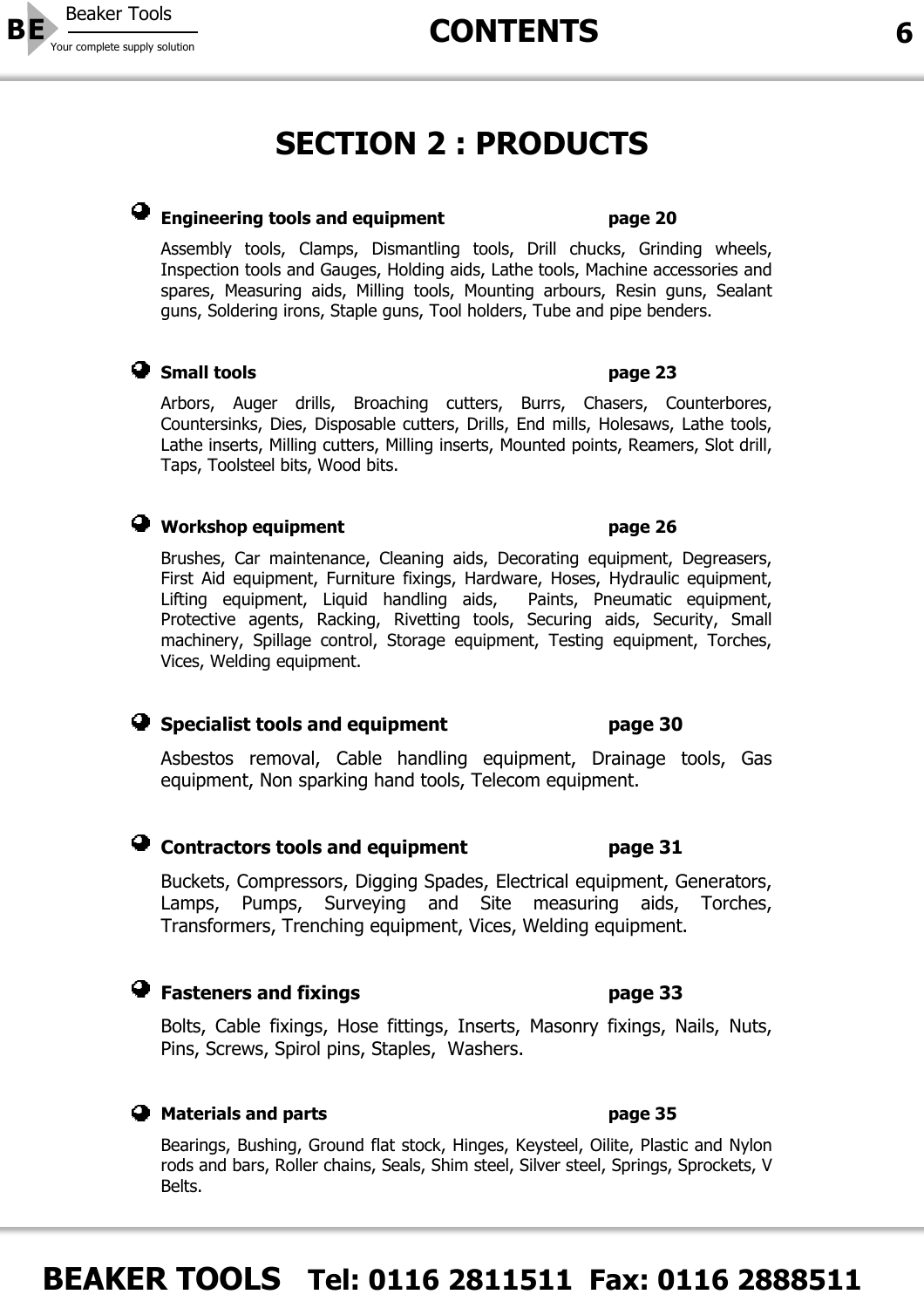# SECTION 2 : PRODUCTS

- **Engineering tools and equipment** **page 20**

  Assembly tools, Clamps, Dismantling tools, Drill chucks, Grinding wheels, Inspection tools and Gauges, Holding aids, Lathe tools, Machine accessories and spares, Measuring aids, Milling tools, Mounting arbours, Resin guns, Sealant guns, Soldering irons, Staple guns, Tool holders, Tube and pipe benders.

- **Small tools** **page 23**

  Arbors, Auger drills, Broaching cutters, Burrs, Chasers, Counterbores, Countersinks, Dies, Disposable cutters, Drills, End mills, Holesaws, Lathe tools, Lathe inserts, Milling cutters, Milling inserts, Mounted points, Reamers, Slot drill, Taps, Toolsteel bits, Wood bits.

- **Workshop equipment** **page 26**

  Brushes, Car maintenance, Cleaning aids, Decorating equipment, Degreasers, First Aid equipment, Furniture fixings, Hardware, Hoses, Hydraulic equipment, Lifting equipment, Liquid handling aids, Paints, Pneumatic equipment, Protective agents, Racking, Rivetting tools, Securing aids, Security, Small machinery, Spillage control, Storage equipment, Testing equipment, Torches, Vices, Welding equipment.

- **Specialist tools and equipment** **page 30**

  Asbestos removal, Cable handling equipment, Drainage tools, Gas equipment, Non sparking hand tools, Telecom equipment.

- **Contractors tools and equipment** **page 31**

  Buckets, Compressors, Digging Spades, Electrical equipment, Generators, Lamps, Pumps, Surveying and Site measuring aids, Torches, Transformers, Trenching equipment, Vices, Welding equipment.

- **Fasteners and fixings** **page 33**

  Bolts, Cable fixings, Hose fittings, Inserts, Masonry fixings, Nails, Nuts, Pins, Screws, Spirol pins, Staples, Washers.

- **Materials and parts** **page 35**

  Bearings, Bushing, Ground flat stock, Hinges, Keysteel, Oilite, Plastic and Nylon rods and bars, Roller chains, Seals, Shim steel, Silver steel, Springs, Sprockets, V Belts.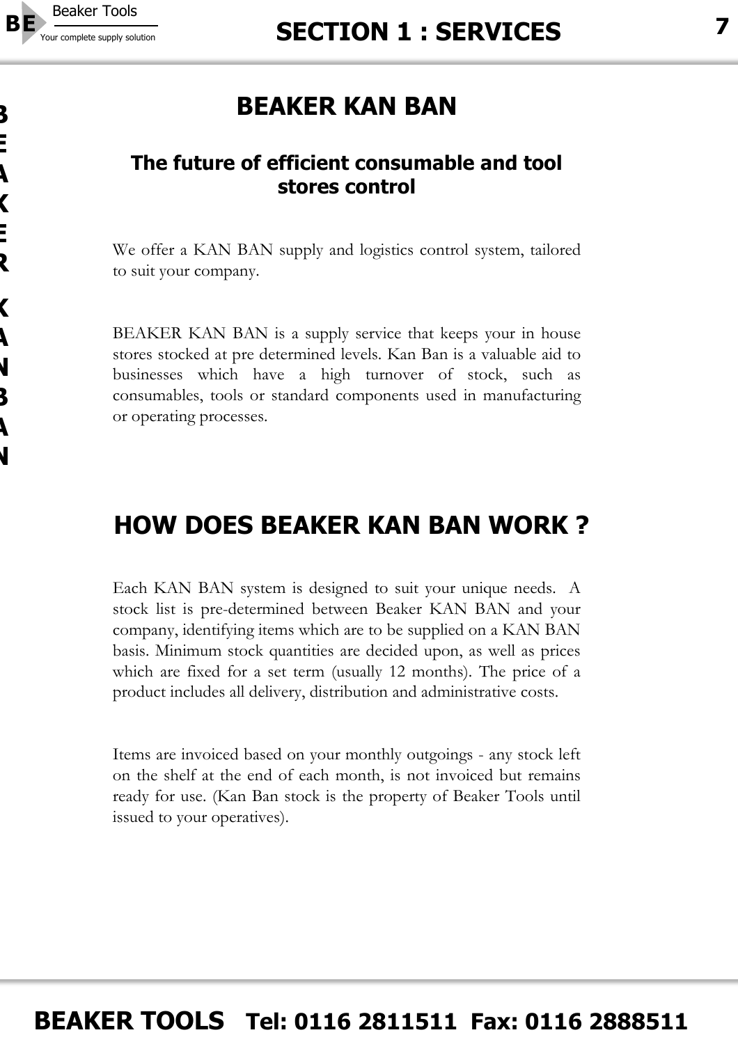# BEAKER KAN BAN

## The future of efficient consumable and tool stores control

We offer a KAN BAN supply and logistics control system, tailored to suit your company.

BEAKER KAN BAN is a supply service that keeps your in house stores stocked at pre determined levels. Kan Ban is a valuable aid to businesses which have a high turnover of stock, such as consumables, tools or standard components used in manufacturing or operating processes.

# HOW DOES BEAKER KAN BAN WORK ?

Each KAN BAN system is designed to suit your unique needs. A stock list is pre-determined between Beaker KAN BAN and your company, identifying items which are to be supplied on a KAN BAN basis. Minimum stock quantities are decided upon, as well as prices which are fixed for a set term (usually 12 months). The price of a product includes all delivery, distribution and administrative costs.

Items are invoiced based on your monthly outgoings - any stock left on the shelf at the end of each month, is not invoiced but remains ready for use. (Kan Ban stock is the property of Beaker Tools until issued to your operatives).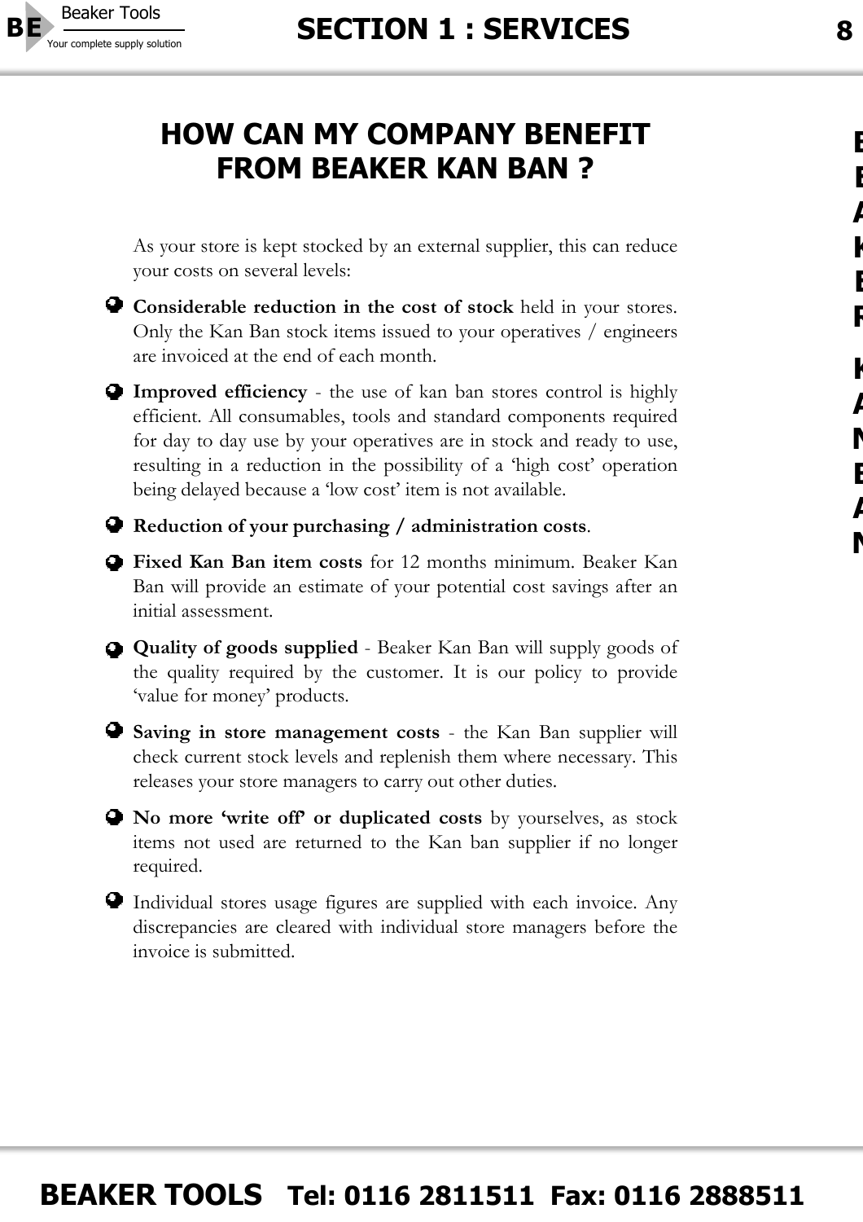# HOW CAN MY COMPANY BENEFIT FROM BEAKER KAN BAN ?

As your store is kept stocked by an external supplier, this can reduce your costs on several levels:

- **Considerable reduction in the cost of stock** held in your stores. Only the Kan Ban stock items issued to your operatives / engineers are invoiced at the end of each month.
- **Improved efficiency** - the use of kan ban stores control is highly efficient. All consumables, tools and standard components required for day to day use by your operatives are in stock and ready to use, resulting in a reduction in the possibility of a 'high cost' operation being delayed because a 'low cost' item is not available.
- **Reduction of your purchasing / administration costs**.
- **Fixed Kan Ban item costs** for 12 months minimum. Beaker Kan Ban will provide an estimate of your potential cost savings after an initial assessment.
- **Quality of goods supplied** - Beaker Kan Ban will supply goods of the quality required by the customer. It is our policy to provide 'value for money' products.
- **Saving in store management costs** - the Kan Ban supplier will check current stock levels and replenish them where necessary. This releases your store managers to carry out other duties.
- **No more 'write off' or duplicated costs** by yourselves, as stock items not used are returned to the Kan ban supplier if no longer required.
- Individual stores usage figures are supplied with each invoice. Any discrepancies are cleared with individual store managers before the invoice is submitted.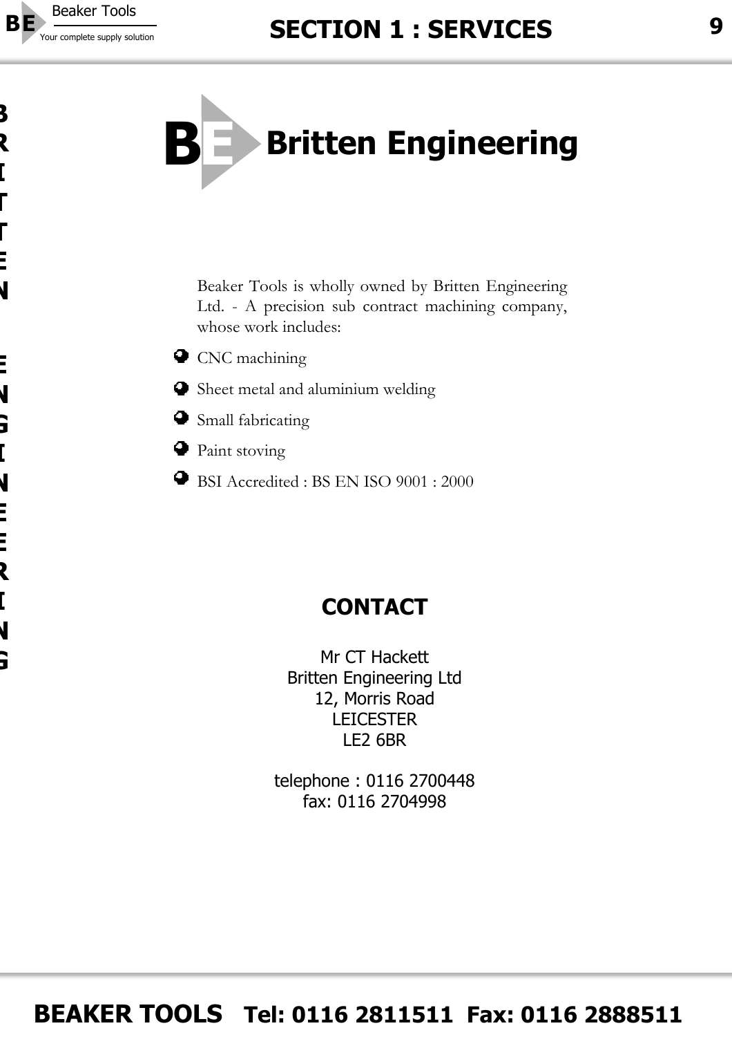# Britten Engineering

Beaker Tools is wholly owned by Britten Engineering Ltd. - A precision sub contract machining company, whose work includes:

- CNC machining
- Sheet metal and aluminium welding
- Small fabricating
- Paint stoving
- BSI Accredited : BS EN ISO 9001 : 2000

## CONTACT

Mr CT Hackett
Britten Engineering Ltd
12, Morris Road
LEICESTER
LE2 6BR

telephone : 0116 2700448
fax: 0116 2704998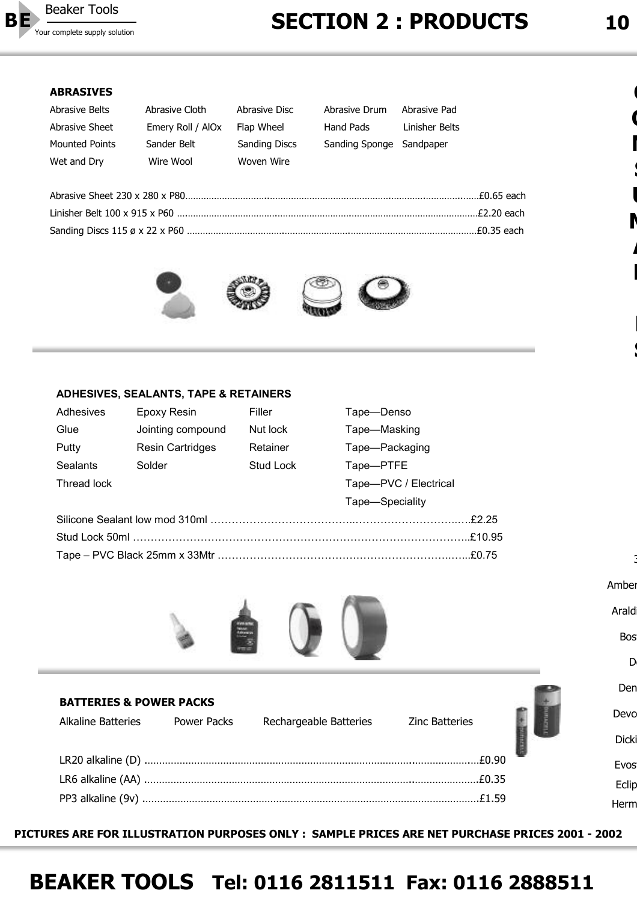## ABRASIVES

| | | | | |
|---|---|---|---|---|
| Abrasive Belts | Abrasive Cloth | Abrasive Disc | Abrasive Drum | Abrasive Pad |
| Abrasive Sheet | Emery Roll / AlOx | Flap Wheel | Hand Pads | Linisher Belts |
| Mounted Points | Sander Belt | Sanding Discs | Sanding Sponge | Sandpaper |
| Wet and Dry | Wire Wool | Woven Wire | | |

Abrasive Sheet 230 x 280 x P80........................................£0.65 each

Linisher Belt 100 x 915 x P60........................................£2.20 each

Sanding Discs 115 ø x 22 x P60........................................£0.35 each

## ADHESIVES, SEALANTS, TAPE & RETAINERS

| | | | |
|---|---|---|---|
| Adhesives | Epoxy Resin | Filler | Tape—Denso |
| Glue | Jointing compound | Nut lock | Tape—Masking |
| Putty | Resin Cartridges | Retainer | Tape—Packaging |
| Sealants | Solder | Stud Lock | Tape—PTFE |
| Thread lock | | | Tape—PVC / Electrical |
| | | | Tape—Speciality |

Silicone Sealant low mod 310ml........................................£2.25

Stud Lock 50ml........................................£10.95

Tape – PVC Black 25mm x 33Mtr........................................£0.75

## BATTERIES & POWER PACKS

| | | | |
|---|---|---|---|
| Alkaline Batteries | Power Packs | Rechargeable Batteries | Zinc Batteries |

LR20 alkaline (D)........................................£0.90

LR6 alkaline (AA)........................................£0.35

PP3 alkaline (9v)........................................£1.59

**PICTURES ARE FOR ILLUSTRATION PURPOSES ONLY : SAMPLE PRICES ARE NET PURCHASE PRICES 2001 - 2002**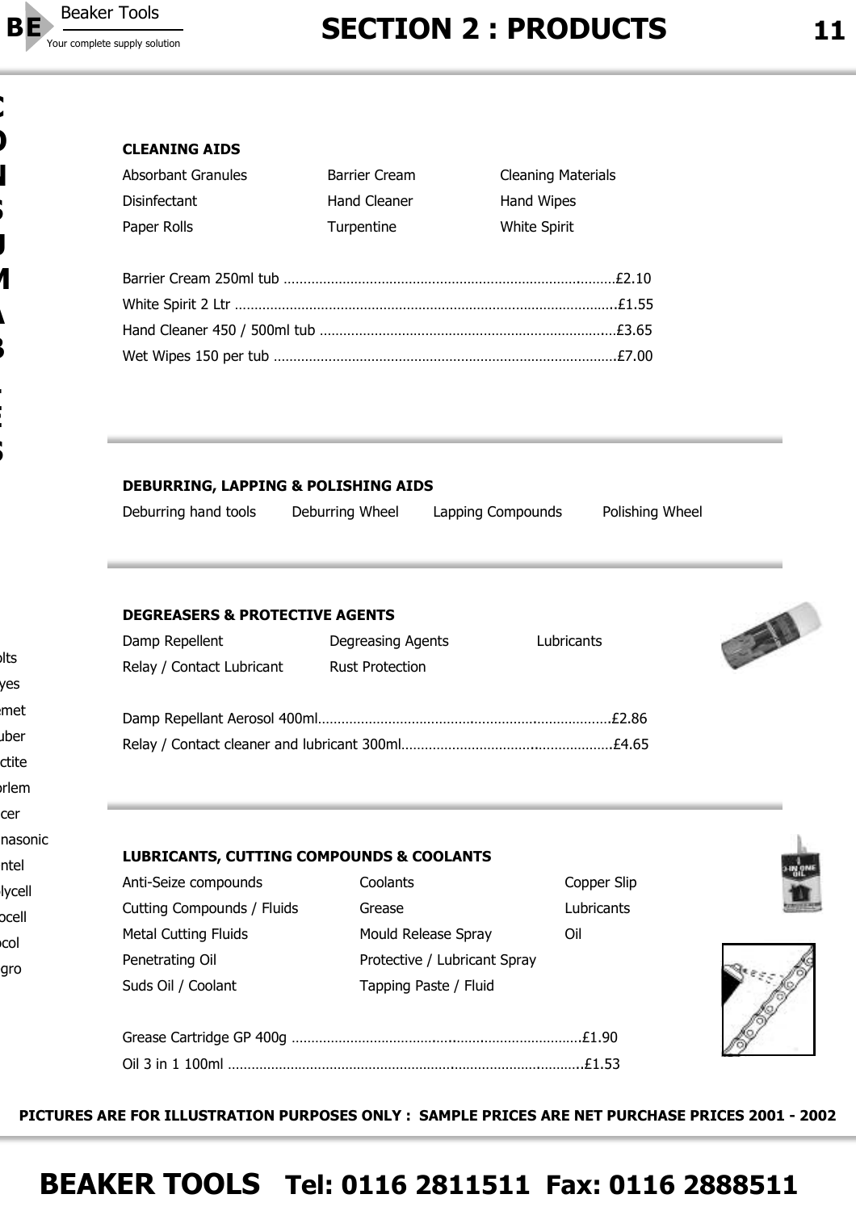## CLEANING AIDS

| | | |
|---|---|---|
| Absorbant Granules | Barrier Cream | Cleaning Materials |
| Disinfectant | Hand Cleaner | Hand Wipes |
| Paper Rolls | Turpentine | White Spirit |

Barrier Cream 250ml tub ....................................................................................£2.10
White Spirit 2 Ltr ..................................................................................................£1.55
Hand Cleaner 450 / 500ml tub ............................................................................£3.65
Wet Wipes 150 per tub ........................................................................................£7.00

## DEBURRING, LAPPING & POLISHING AIDS

| | | | |
|---|---|---|---|
| Deburring hand tools | Deburring Wheel | Lapping Compounds | Polishing Wheel |

## DEGREASERS & PROTECTIVE AGENTS

| | | |
|---|---|---|
| Damp Repellent | Degreasing Agents | Lubricants |
| Relay / Contact Lubricant | Rust Protection | |

Damp Repellant Aerosol 400ml...........................................................................£2.86
Relay / Contact cleaner and lubricant 300ml......................................................£4.65

## LUBRICANTS, CUTTING COMPOUNDS & COOLANTS

| | | |
|---|---|---|
| Anti-Seize compounds | Coolants | Copper Slip |
| Cutting Compounds / Fluids | Grease | Lubricants |
| Metal Cutting Fluids | Mould Release Spray | Oil |
| Penetrating Oil | Protective / Lubricant Spray | |
| Suds Oil / Coolant | Tapping Paste / Fluid | |

Grease Cartridge GP 400g ..................................................................£1.90
Oil 3 in 1 100ml ...................................................................................£1.53

**PICTURES ARE FOR ILLUSTRATION PURPOSES ONLY : SAMPLE PRICES ARE NET PURCHASE PRICES 2001 - 2002**

**BEAKER TOOLS Tel: 0116 2811511 Fax: 0116 2888511**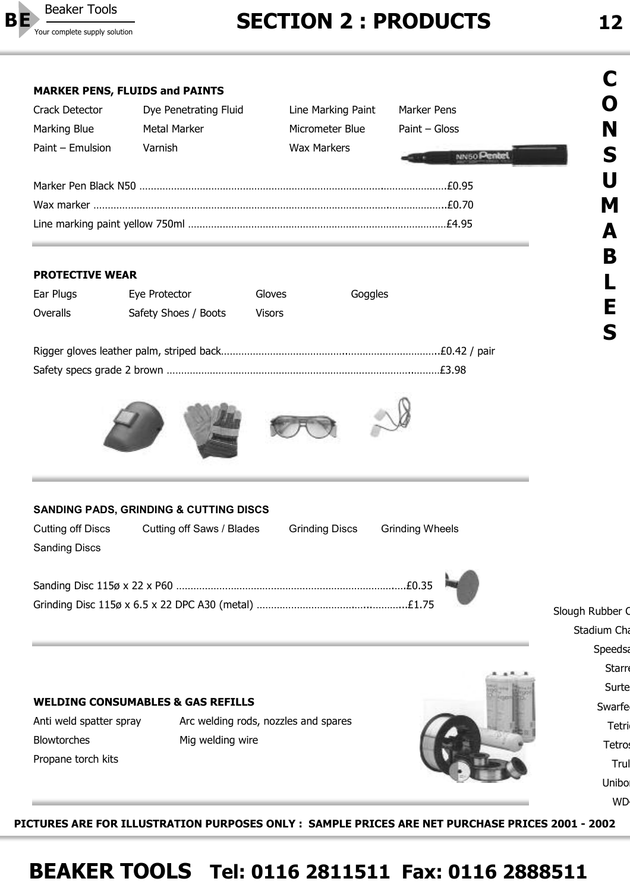## MARKER PENS, FLUIDS and PAINTS

| | | | |
|---|---|---|---|
| Crack Detector | Dye Penetrating Fluid | Line Marking Paint | Marker Pens |
| Marking Blue | Metal Marker | Micrometer Blue | Paint – Gloss |
| Paint – Emulsion | Varnish | Wax Markers | |

Marker Pen Black N50 ..........................................................................................................£0.95

Wax marker ..........................................................................................................£0.70

Line marking paint yellow 750ml ..........................................................................................£4.95

## PROTECTIVE WEAR

| | | | |
|---|---|---|---|
| Ear Plugs | Eye Protector | Gloves | Goggles |
| Overalls | Safety Shoes / Boots | Visors | |

Rigger gloves leather palm, striped back..........................................................................£0.42 / pair

Safety specs grade 2 brown ..........................................................................................£3.98

## SANDING PADS, GRINDING & CUTTING DISCS

| | | | |
|---|---|---|---|
| Cutting off Discs | Cutting off Saws / Blades | Grinding Discs | Grinding Wheels |
| Sanding Discs | | | |

Sanding Disc 115ø x 22 x P60 ..........................................................................£0.35

Grinding Disc 115ø x 6.5 x 22 DPC A30 (metal) ..............................................£1.75

## WELDING CONSUMABLES & GAS REFILLS

| | |
|---|---|
| Anti weld spatter spray | Arc welding rods, nozzles and spares |
| Blowtorches | Mig welding wire |
| Propane torch kits | |

**PICTURES ARE FOR ILLUSTRATION PURPOSES ONLY : SAMPLE PRICES ARE NET PURCHASE PRICES 2001 - 2002**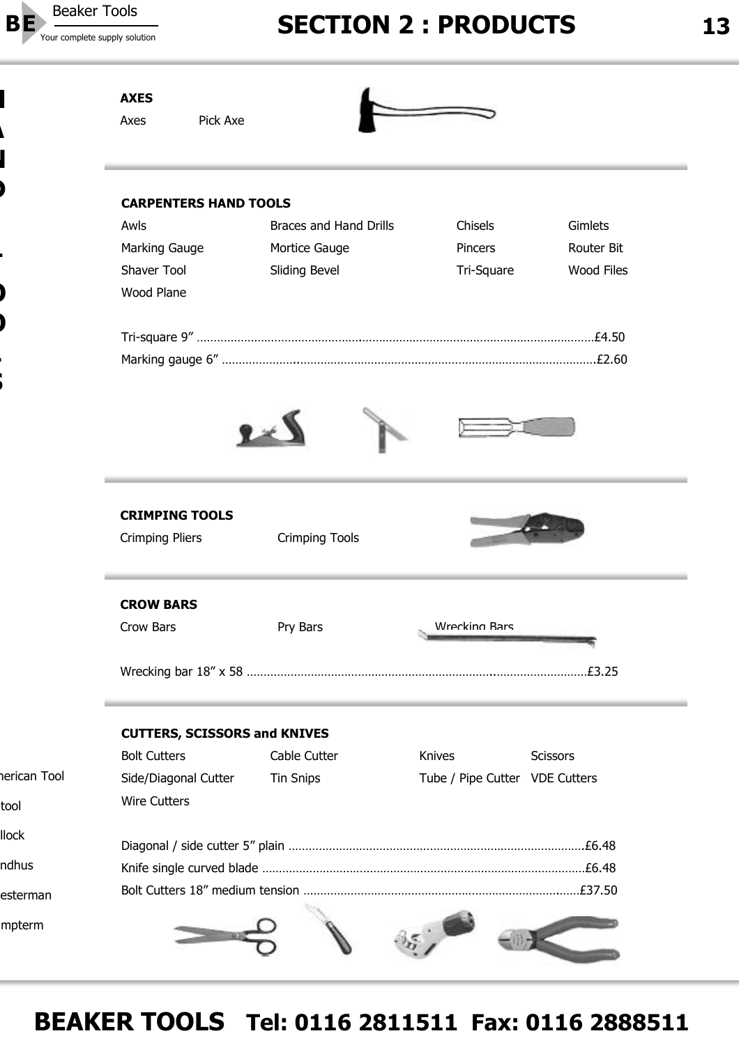## SECTION 2 : PRODUCTS

### AXES

Axes　　Pick Axe

### CARPENTERS HAND TOOLS

| | | | |
|---|---|---|---|
| Awls | Braces and Hand Drills | Chisels | Gimlets |
| Marking Gauge | Mortice Gauge | Pincers | Router Bit |
| Shaver Tool | Sliding Bevel | Tri-Square | Wood Files |
| Wood Plane | | | |

Tri-square 9” ........................................................................................................................£4.50

Marking gauge 6” ..................................................................................................................£2.60

### CRIMPING TOOLS

Crimping Pliers　　Crimping Tools

### CROW BARS

Crow Bars　　Pry Bars　　Wrecking Bars

Wrecking bar 18” x 58 .........................................................................................................£3.25

### CUTTERS, SCISSORS and KNIVES

| | | | |
|---|---|---|---|
| Bolt Cutters | Cable Cutter | Knives | Scissors |
| Side/Diagonal Cutter | Tin Snips | Tube / Pipe Cutter | VDE Cutters |
| Wire Cutters | | | |

Diagonal / side cutter 5” plain .............................................................................................£6.48

Knife single curved blade ....................................................................................................£6.48

Bolt Cutters 18” medium tension .........................................................................................£37.50

**BEAKER TOOLS　Tel: 0116 2811511　Fax: 0116 2888511**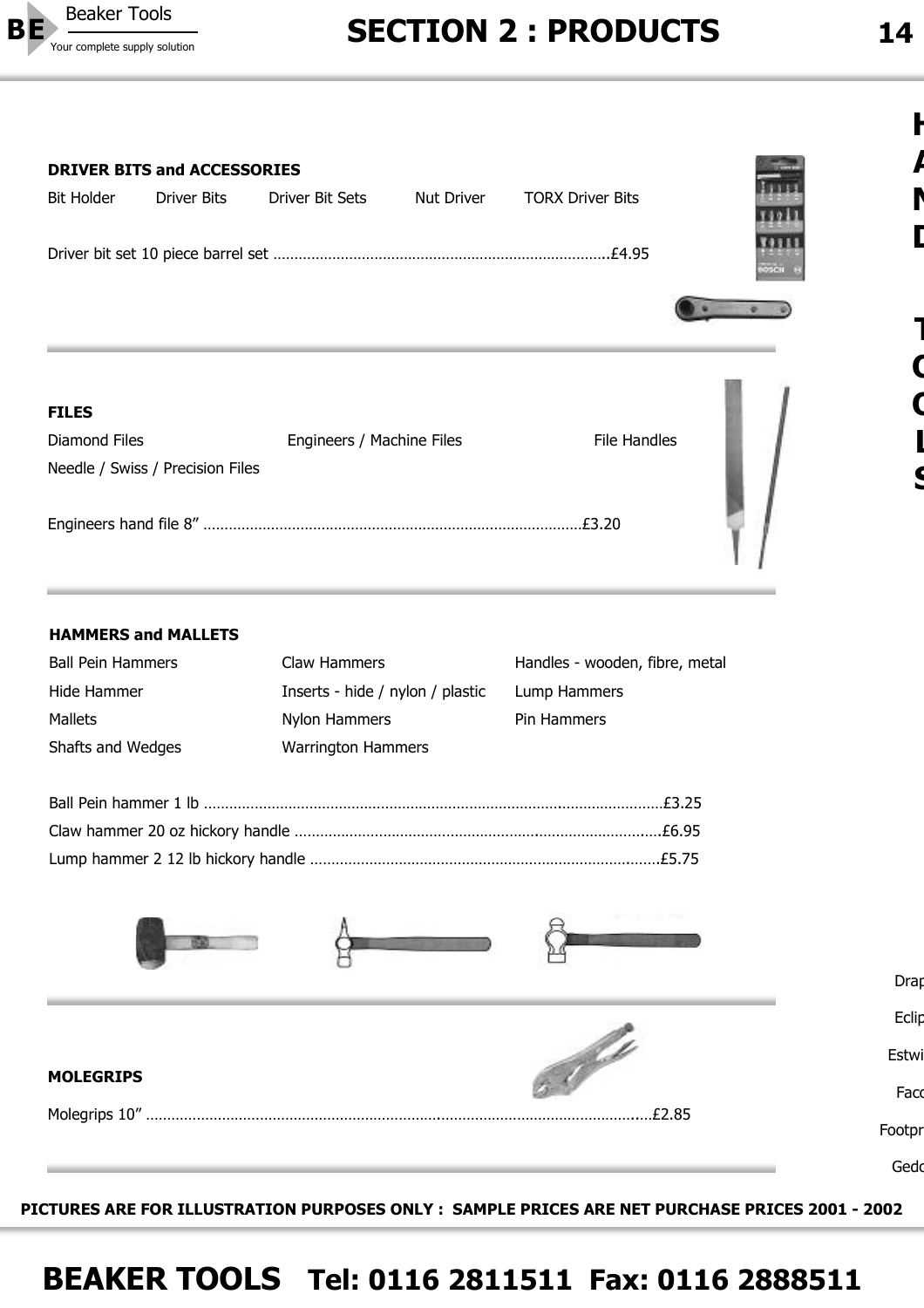## DRIVER BITS and ACCESSORIES

Bit Holder Driver Bits Driver Bit Sets Nut Driver TORX Driver Bits

Driver bit set 10 piece barrel set ..............................................................................£4.95

## FILES

Diamond Files Engineers / Machine Files File Handles

Needle / Swiss / Precision Files

Engineers hand file 8” ........................................................................................£3.20

## HAMMERS and MALLETS

| | | |
|---|---|---|
| Ball Pein Hammers | Claw Hammers | Handles - wooden, fibre, metal |
| Hide Hammer | Inserts - hide / nylon / plastic | Lump Hammers |
| Mallets | Nylon Hammers | Pin Hammers |
| Shafts and Wedges | Warrington Hammers | |

Ball Pein hammer 1 lb ..........................................................................................................£3.25

Claw hammer 20 oz hickory handle .....................................................................................£6.95

Lump hammer 2 12 lb hickory handle .................................................................................£5.75

## MOLEGRIPS

Molegrips 10” ......................................................................................................................£2.85

PICTURES ARE FOR ILLUSTRATION PURPOSES ONLY : SAMPLE PRICES ARE NET PURCHASE PRICES 2001 - 2002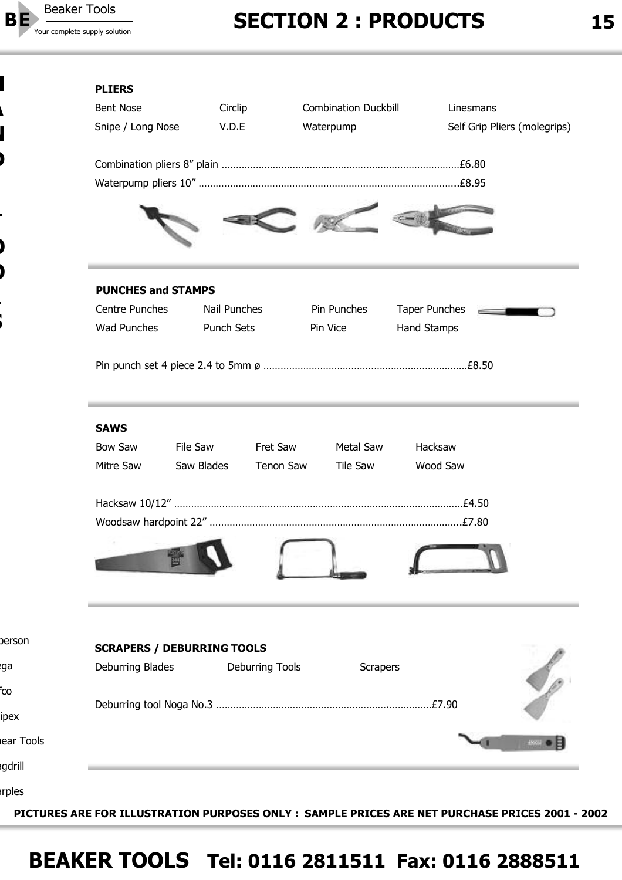## PLIERS

| | | | |
|---|---|---|---|
| Bent Nose | Circlip | Combination Duckbill | Linesmans |
| Snipe / Long Nose | V.D.E | Waterpump | Self Grip Pliers (molegrips) |

Combination pliers 8” plain ........................................................................................£6.80

Waterpump pliers 10” ................................................................................................£8.95

## PUNCHES and STAMPS

| | | | |
|---|---|---|---|
| Centre Punches | Nail Punches | Pin Punches | Taper Punches |
| Wad Punches | Punch Sets | Pin Vice | Hand Stamps |

Pin punch set 4 piece 2.4 to 5mm ø ........................................................................£8.50

## SAWS

| | | | | |
|---|---|---|---|---|
| Bow Saw | File Saw | Fret Saw | Metal Saw | Hacksaw |
| Mitre Saw | Saw Blades | Tenon Saw | Tile Saw | Wood Saw |

Hacksaw 10/12” ...........................................................................................................£4.50

Woodsaw hardpoint 22” ..............................................................................................£7.80

## SCRAPERS / DEBURRING TOOLS

| | | |
|---|---|---|
| Deburring Blades | Deburring Tools | Scrapers |

Deburring tool Noga No.3 ............................................................................£7.90

PICTURES ARE FOR ILLUSTRATION PURPOSES ONLY : SAMPLE PRICES ARE NET PURCHASE PRICES 2001 - 2002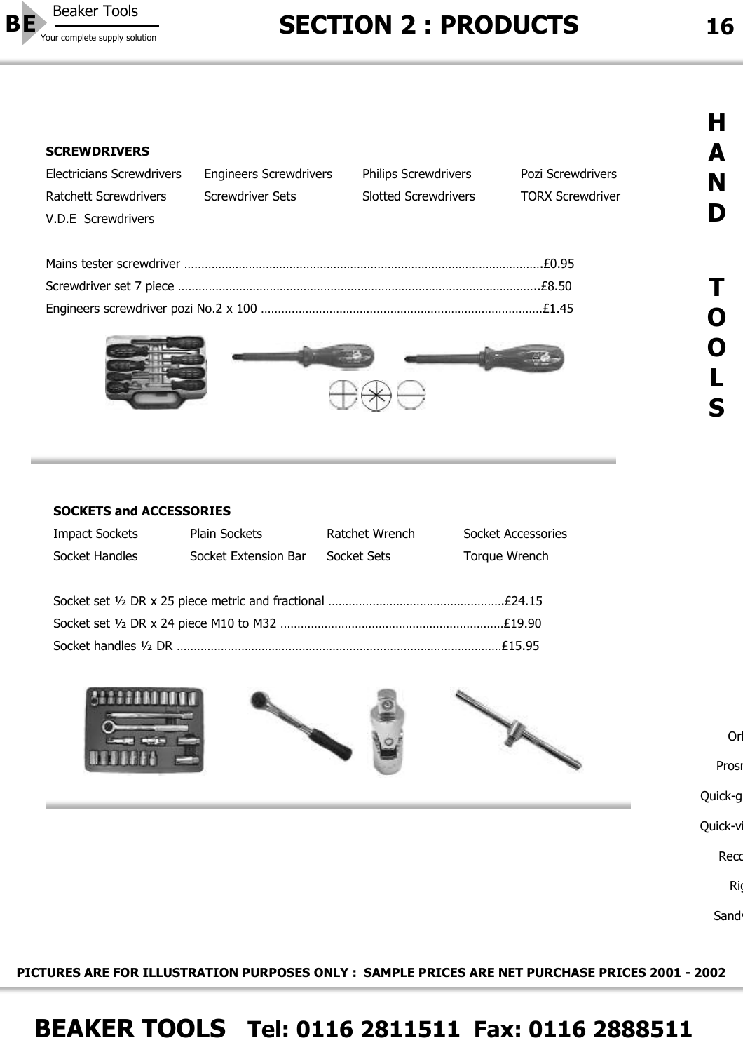## SECTION 2 : PRODUCTS

**H A N D T O O L S**

### SCREWDRIVERS

| | | | |
|---|---|---|---|
| Electricians Screwdrivers | Engineers Screwdrivers | Philips Screwdrivers | Pozi Screwdrivers |
| Ratchett Screwdrivers | Screwdriver Sets | Slotted Screwdrivers | TORX Screwdriver |
| V.D.E Screwdrivers | | | |

Mains tester screwdriver ........................................................................................................£0.95

Screwdriver set 7 piece ..........................................................................................................£8.50

Engineers screwdriver pozi No.2 x 100 ..................................................................................£1.45

### SOCKETS and ACCESSORIES

| | | | |
|---|---|---|---|
| Impact Sockets | Plain Sockets | Ratchet Wrench | Socket Accessories |
| Socket Handles | Socket Extension Bar | Socket Sets | Torque Wrench |

Socket set ½ DR x 25 piece metric and fractional ...................................................£24.15

Socket set ½ DR x 24 piece M10 to M32 .................................................................£19.90

Socket handles ½ DR ...............................................................................................£15.95

Orl

Prosr

Quick-g

Quick-vi

Reco

Rig

Sandv

**PICTURES ARE FOR ILLUSTRATION PURPOSES ONLY : SAMPLE PRICES ARE NET PURCHASE PRICES 2001 - 2002**

**BEAKER TOOLS Tel: 0116 2811511 Fax: 0116 2888511**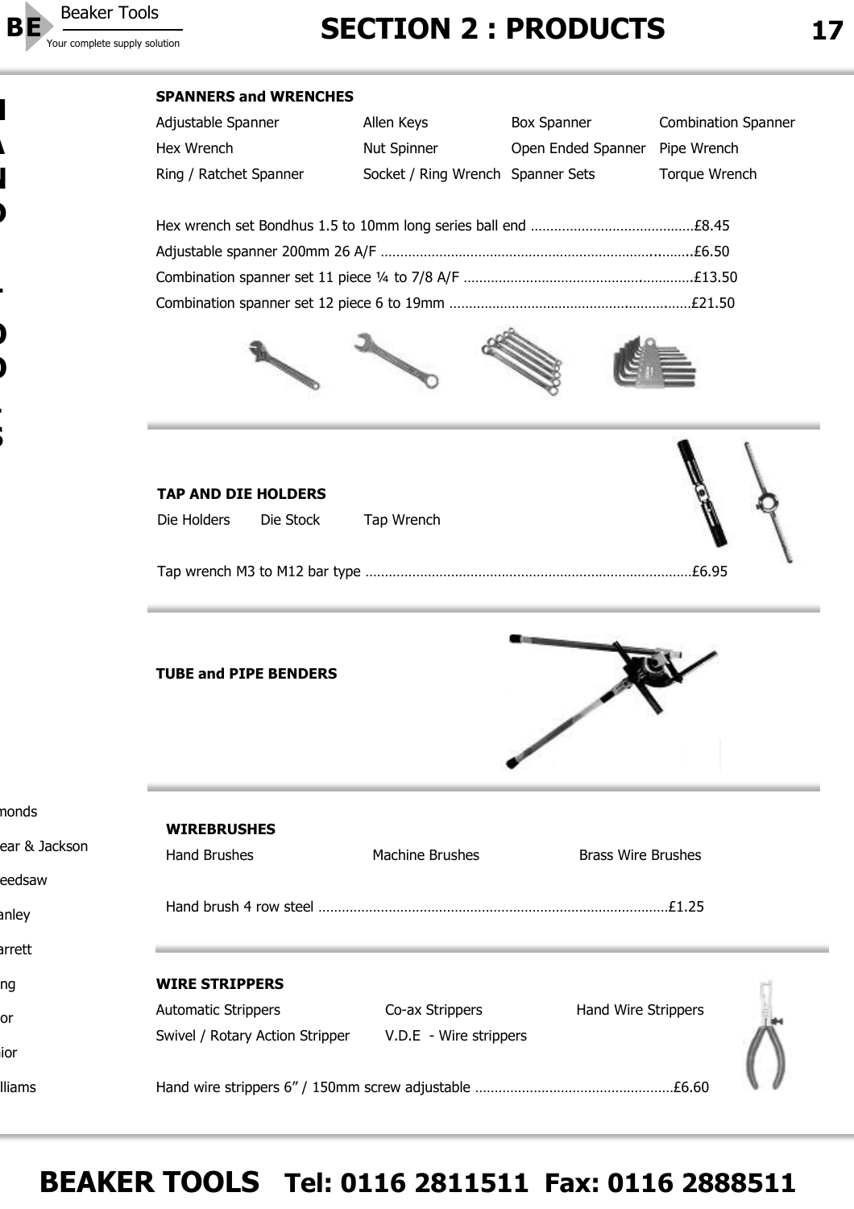## SECTION 2 : PRODUCTS

### SPANNERS and WRENCHES

| | | | |
|---|---|---|---|
| Adjustable Spanner | Allen Keys | Box Spanner | Combination Spanner |
| Hex Wrench | Nut Spinner | Open Ended Spanner | Pipe Wrench |
| Ring / Ratchet Spanner | Socket / Ring Wrench | Spanner Sets | Torque Wrench |

Hex wrench set Bondhus 1.5 to 10mm long series ball end ……………………………………£8.45

Adjustable spanner 200mm 26 A/F ………………………………………………………………£6.50

Combination spanner set 11 piece ¼ to 7/8 A/F …………………………………………£13.50

Combination spanner set 12 piece 6 to 19mm ……………………………………………£21.50

### TAP AND DIE HOLDERS

Die Holders Die Stock Tap Wrench

Tap wrench M3 to M12 bar type ………………………………………………………………£6.95

### TUBE and PIPE BENDERS

### WIREBRUSHES

Hand Brushes Machine Brushes Brass Wire Brushes

Hand brush 4 row steel ………………………………………………………………………£1.25

### WIRE STRIPPERS

| | | |
|---|---|---|
| Automatic Strippers | Co-ax Strippers | Hand Wire Strippers |
| Swivel / Rotary Action Stripper | V.D.E - Wire strippers | |

Hand wire strippers 6” / 150mm screw adjustable ……………………………………………£6.60

monds
ear & Jackson
eedsaw
anley
arrett
ng
or
ior
lliams

**BEAKER TOOLS Tel: 0116 2811511 Fax: 0116 2888511**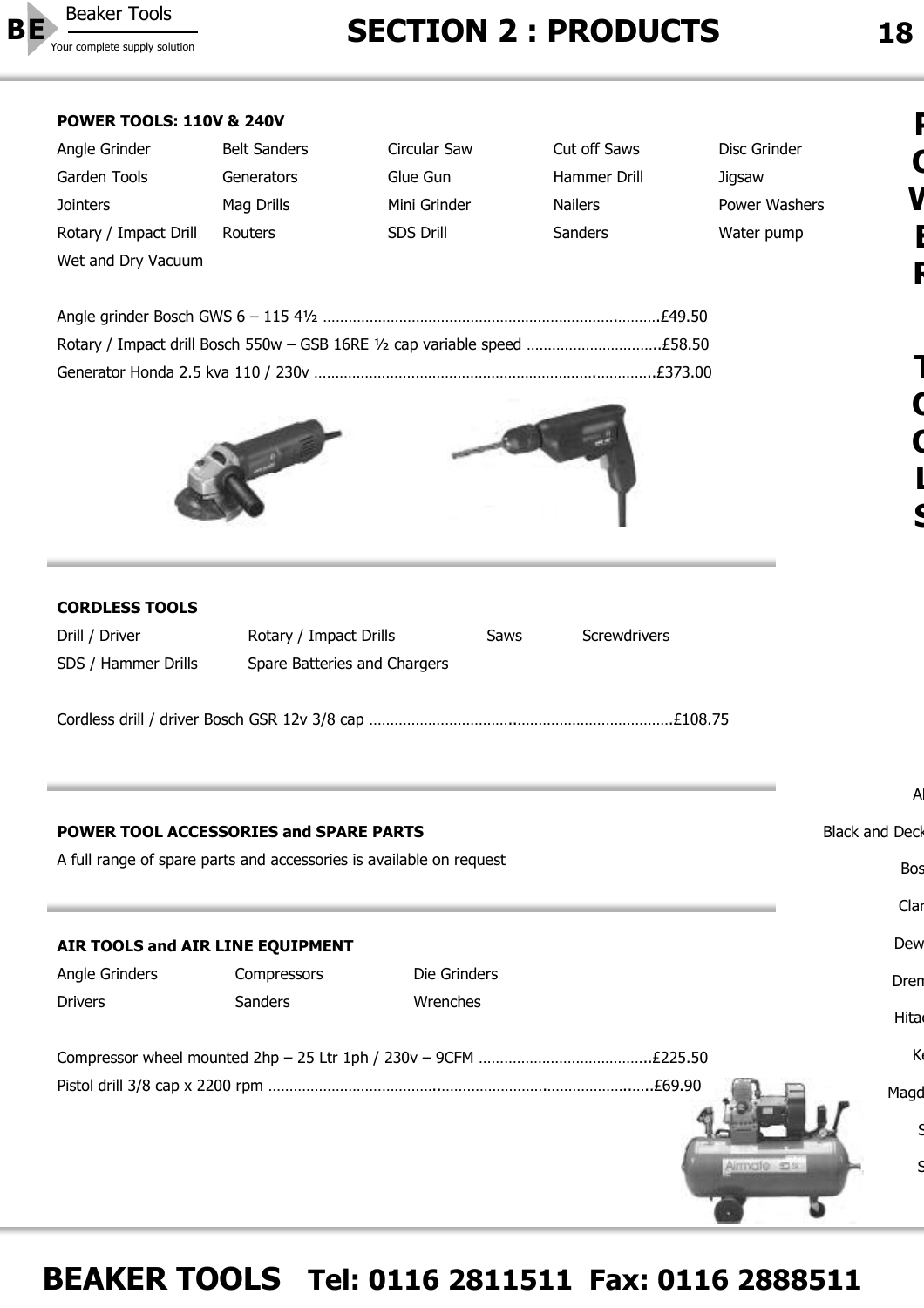## POWER TOOLS: 110V & 240V

| | | | | |
|---|---|---|---|---|
| Angle Grinder | Belt Sanders | Circular Saw | Cut off Saws | Disc Grinder |
| Garden Tools | Generators | Glue Gun | Hammer Drill | Jigsaw |
| Jointers | Mag Drills | Mini Grinder | Nailers | Power Washers |
| Rotary / Impact Drill | Routers | SDS Drill | Sanders | Water pump |
| Wet and Dry Vacuum | | | | |

Angle grinder Bosch GWS 6 – 115 4½ ..............................................................................£49.50

Rotary / Impact drill Bosch 550w – GSB 16RE ½ cap variable speed ...............................£58.50

Generator Honda 2.5 kva 110 / 230v ...............................................................................£373.00

## CORDLESS TOOLS

| | | | |
|---|---|---|---|
| Drill / Driver | Rotary / Impact Drills | Saws | Screwdrivers |
| SDS / Hammer Drills | Spare Batteries and Chargers | | |

Cordless drill / driver Bosch GSR 12v 3/8 cap .......................................................................£108.75

## POWER TOOL ACCESSORIES and SPARE PARTS

A full range of spare parts and accessories is available on request

## AIR TOOLS and AIR LINE EQUIPMENT

| | | |
|---|---|---|
| Angle Grinders | Compressors | Die Grinders |
| Drivers | Sanders | Wrenches |

Compressor wheel mounted 2hp – 25 Ltr 1ph / 230v – 9CFM ........................................£225.50

Pistol drill 3/8 cap x 2200 rpm ...........................................................................................£69.90

**BEAKER TOOLS Tel: 0116 2811511 Fax: 0116 2888511**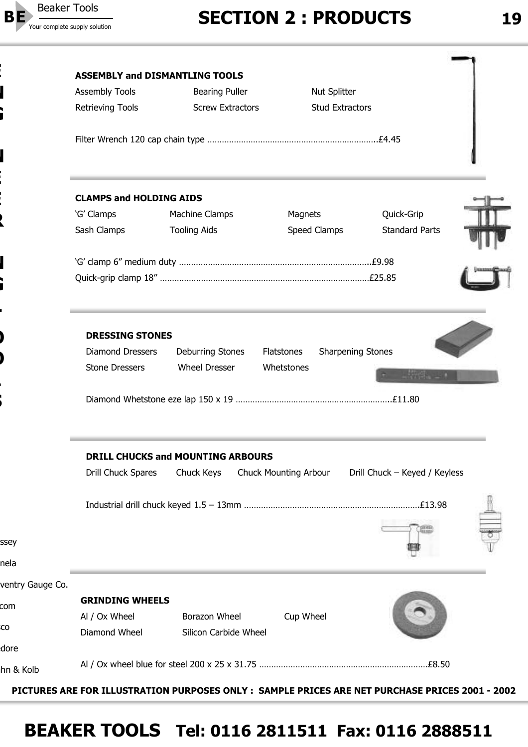## SECTION 2 : PRODUCTS

### ASSEMBLY and DISMANTLING TOOLS

| | | |
|---|---|---|
| Assembly Tools | Bearing Puller | Nut Splitter |
| Retrieving Tools | Screw Extractors | Stud Extractors |

Filter Wrench 120 cap chain type ......................................................................£4.45

### CLAMPS and HOLDING AIDS

| | | | |
|---|---|---|---|
| 'G' Clamps | Machine Clamps | Magnets | Quick-Grip |
| Sash Clamps | Tooling Aids | Speed Clamps | Standard Parts |

'G' clamp 6" medium duty ...............................................................................£9.98

Quick-grip clamp 18" ......................................................................................£25.85

### DRESSING STONES

| | | | |
|---|---|---|---|
| Diamond Dressers | Deburring Stones | Flatstones | Sharpening Stones |
| Stone Dressers | Wheel Dresser | Whetstones | |

Diamond Whetstone eze lap 150 x 19 ................................................................£11.80

### DRILL CHUCKS and MOUNTING ARBOURS

| | | | |
|---|---|---|---|
| Drill Chuck Spares | Chuck Keys | Chuck Mounting Arbour | Drill Chuck – Keyed / Keyless |

Industrial drill chuck keyed 1.5 – 13mm ........................................................................£13.98

### GRINDING WHEELS

| | | |
|---|---|---|
| Al / Ox Wheel | Borazon Wheel | Cup Wheel |
| Diamond Wheel | Silicon Carbide Wheel | |

Al / Ox wheel blue for steel 200 x 25 x 31.75 .....................................................................£8.50

ssey

nela

ventry Gauge Co.

com

co

dore

hn & Kolb

**PICTURES ARE FOR ILLUSTRATION PURPOSES ONLY : SAMPLE PRICES ARE NET PURCHASE PRICES 2001 - 2002**

**BEAKER TOOLS Tel: 0116 2811511 Fax: 0116 2888511**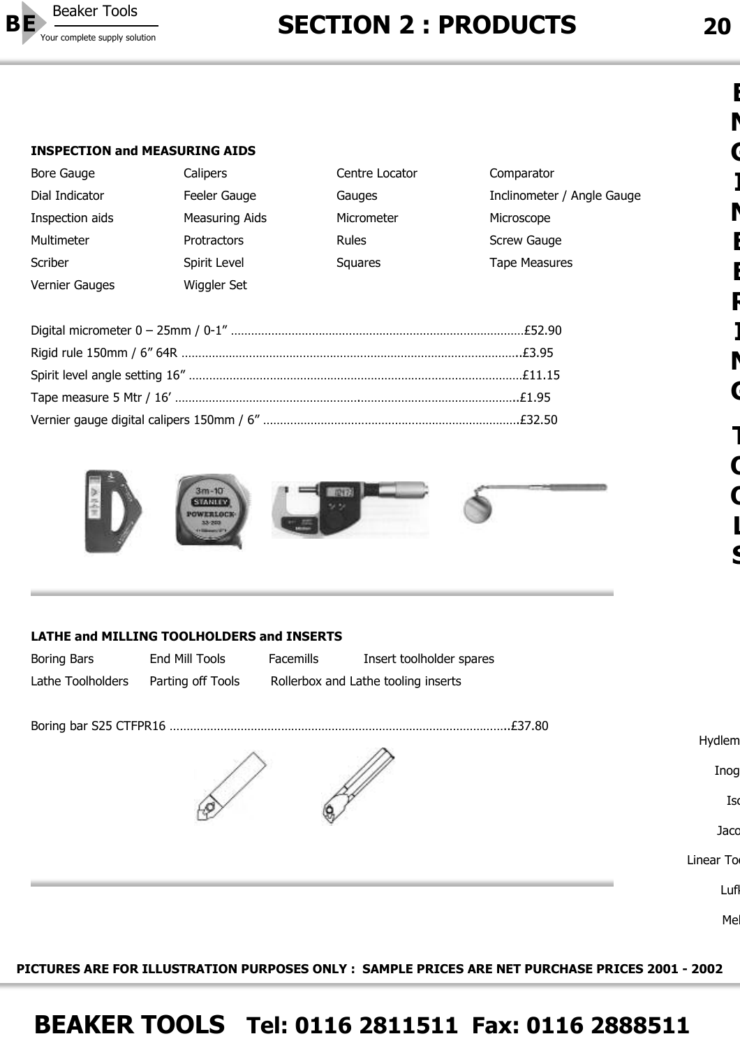## INSPECTION and MEASURING AIDS

| | | | |
|---|---|---|---|
| Bore Gauge | Calipers | Centre Locator | Comparator |
| Dial Indicator | Feeler Gauge | Gauges | Inclinometer / Angle Gauge |
| Inspection aids | Measuring Aids | Micrometer | Microscope |
| Multimeter | Protractors | Rules | Screw Gauge |
| Scriber | Spirit Level | Squares | Tape Measures |
| Vernier Gauges | Wiggler Set | | |

Digital micrometer 0 – 25mm / 0-1” ......................................................................................£52.90

Rigid rule 150mm / 6” 64R ....................................................................................................£3.95

Spirit level angle setting 16” ..................................................................................................£11.15

Tape measure 5 Mtr / 16’ .......................................................................................................£1.95

Vernier gauge digital calipers 150mm / 6” ............................................................................£32.50

## LATHE and MILLING TOOLHOLDERS and INSERTS

| | | | |
|---|---|---|---|
| Boring Bars | End Mill Tools | Facemills | Insert toolholder spares |
| Lathe Toolholders | Parting off Tools | Rollerbox and Lathe tooling inserts | |

Boring bar S25 CTFPR16 ....................................................................................................£37.80

ENGINEERING TOOLS

Hydlem

Inog

Isc

Jaco

Linear To

Lufl

Mel

PICTURES ARE FOR ILLUSTRATION PURPOSES ONLY : SAMPLE PRICES ARE NET PURCHASE PRICES 2001 - 2002

**BEAKER TOOLS Tel: 0116 2811511 Fax: 0116 2888511**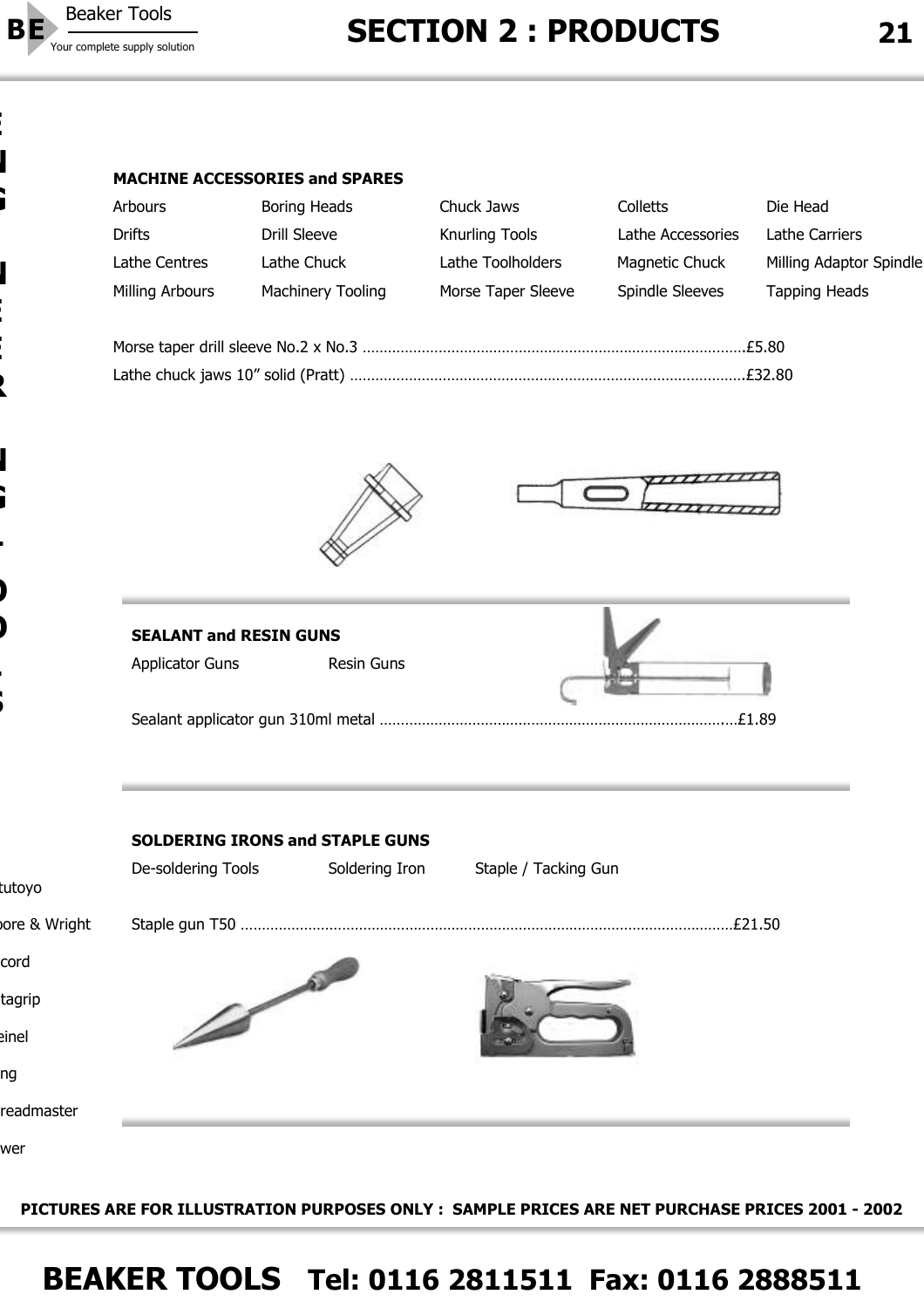## MACHINE ACCESSORIES and SPARES

| | | | | |
|---|---|---|---|---|
| Arbours | Boring Heads | Chuck Jaws | Colletts | Die Head |
| Drifts | Drill Sleeve | Knurling Tools | Lathe Accessories | Lathe Carriers |
| Lathe Centres | Lathe Chuck | Lathe Toolholders | Magnetic Chuck | Milling Adaptor Spindle |
| Milling Arbours | Machinery Tooling | Morse Taper Sleeve | Spindle Sleeves | Tapping Heads |

Morse taper drill sleeve No.2 x No.3 ..........................................................................................£5.80

Lathe chuck jaws 10” solid (Pratt) ............................................................................................£32.80

## SEALANT and RESIN GUNS

Applicator Guns     Resin Guns

Sealant applicator gun 310ml metal ....................................................................................£1.89

## SOLDERING IRONS and STAPLE GUNS

De-soldering Tools     Soldering Iron     Staple / Tacking Gun

Staple gun T50 ....................................................................................................................£21.50

PICTURES ARE FOR ILLUSTRATION PURPOSES ONLY : SAMPLE PRICES ARE NET PURCHASE PRICES 2001 - 2002

**BEAKER TOOLS   Tel: 0116 2811511  Fax: 0116 2888511**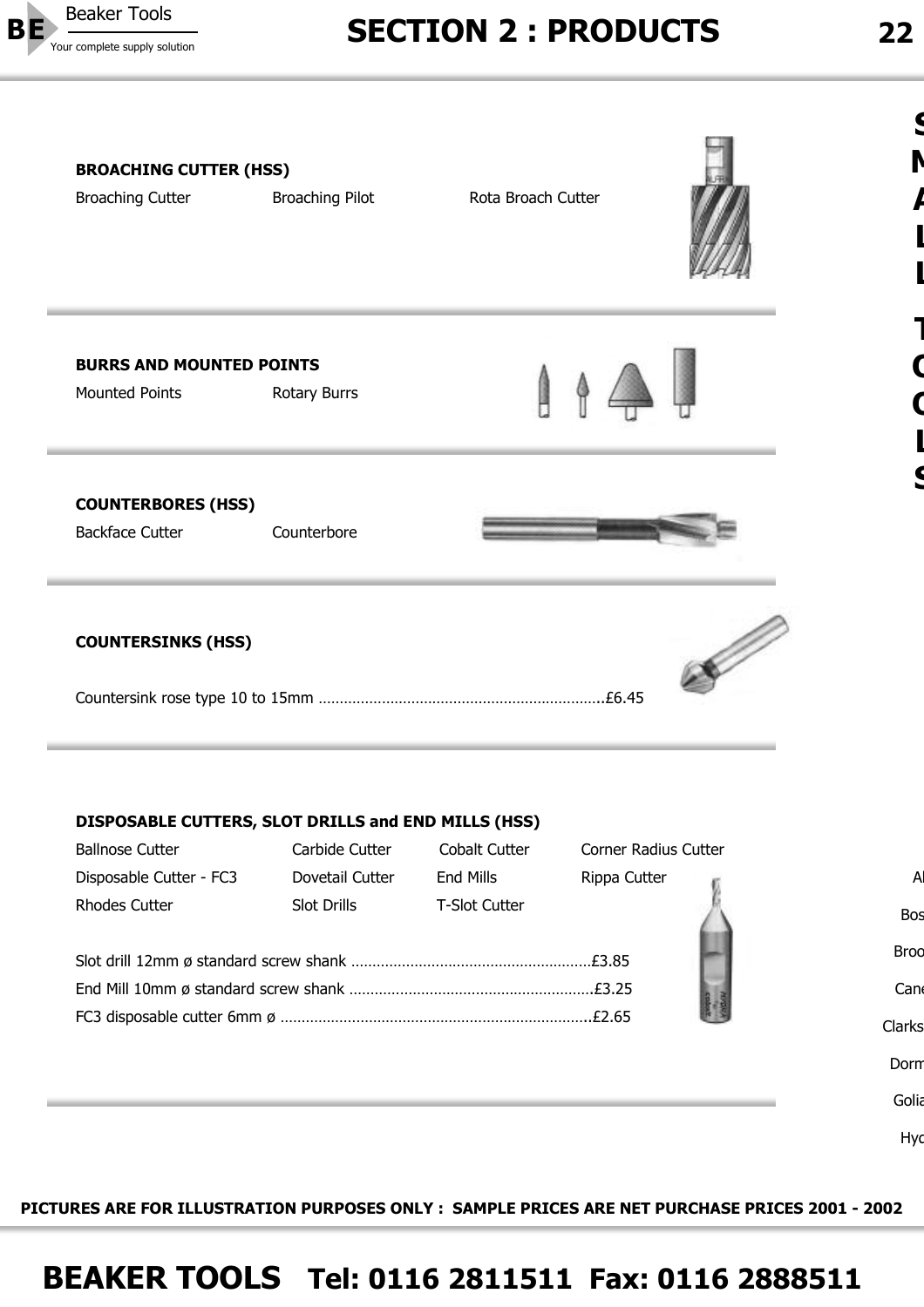## BROACHING CUTTER (HSS)

Broaching Cutter　　Broaching Pilot　　Rota Broach Cutter

## BURRS AND MOUNTED POINTS

Mounted Points　　Rotary Burrs

## COUNTERBORES (HSS)

Backface Cutter　　Counterbore

## COUNTERSINKS (HSS)

Countersink rose type 10 to 15mm ....................................................................£6.45

## DISPOSABLE CUTTERS, SLOT DRILLS and END MILLS (HSS)

| | | | |
|---|---|---|---|
| Ballnose Cutter | Carbide Cutter | Cobalt Cutter | Corner Radius Cutter |
| Disposable Cutter - FC3 | Dovetail Cutter | End Mills | Rippa Cutter |
| Rhodes Cutter | Slot Drills | T-Slot Cutter | |

Slot drill 12mm ø standard screw shank ........................................................£3.85

End Mill 10mm ø standard screw shank .........................................................£3.25

FC3 disposable cutter 6mm ø .........................................................................£2.65

PICTURES ARE FOR ILLUSTRATION PURPOSES ONLY : SAMPLE PRICES ARE NET PURCHASE PRICES 2001 - 2002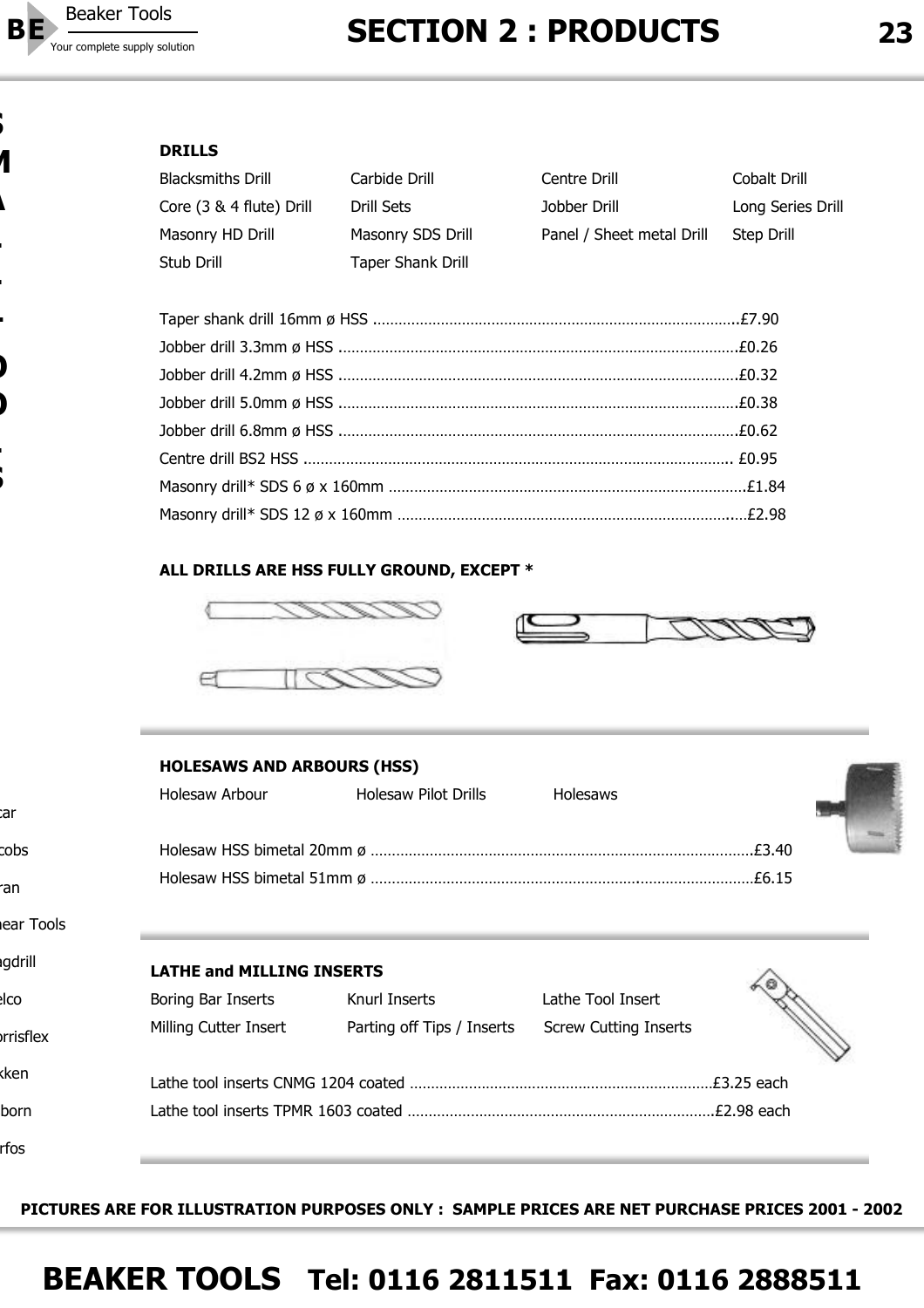## DRILLS

| | | | |
|---|---|---|---|
| Blacksmiths Drill | Carbide Drill | Centre Drill | Cobalt Drill |
| Core (3 & 4 flute) Drill | Drill Sets | Jobber Drill | Long Series Drill |
| Masonry HD Drill | Masonry SDS Drill | Panel / Sheet metal Drill | Step Drill |
| Stub Drill | Taper Shank Drill | | |

Taper shank drill 16mm ø HSS ........................................................................................£7.90
Jobber drill 3.3mm ø HSS ..............................................................................................£0.26
Jobber drill 4.2mm ø HSS ..............................................................................................£0.32
Jobber drill 5.0mm ø HSS ..............................................................................................£0.38
Jobber drill 6.8mm ø HSS ..............................................................................................£0.62
Centre drill BS2 HSS ..................................................................................................... £0.95
Masonry drill* SDS 6 ø x 160mm ....................................................................................£1.84
Masonry drill* SDS 12 ø x 160mm ...................................................................................£2.98

**ALL DRILLS ARE HSS FULLY GROUND, EXCEPT ***

## HOLESAWS AND ARBOURS (HSS)

| | | |
|---|---|---|
| Holesaw Arbour | Holesaw Pilot Drills | Holesaws |

Holesaw HSS bimetal 20mm ø ..........................................................................................£3.40
Holesaw HSS bimetal 51mm ø ..........................................................................................£6.15

## LATHE and MILLING INSERTS

| | | |
|---|---|---|
| Boring Bar Inserts | Knurl Inserts | Lathe Tool Insert |
| Milling Cutter Insert | Parting off Tips / Inserts | Screw Cutting Inserts |

Lathe tool inserts CNMG 1204 coated .......................................................................£3.25 each
Lathe tool inserts TPMR 1603 coated ........................................................................£2.98 each

**PICTURES ARE FOR ILLUSTRATION PURPOSES ONLY : SAMPLE PRICES ARE NET PURCHASE PRICES 2001 - 2002**

**BEAKER TOOLS Tel: 0116 2811511 Fax: 0116 2888511**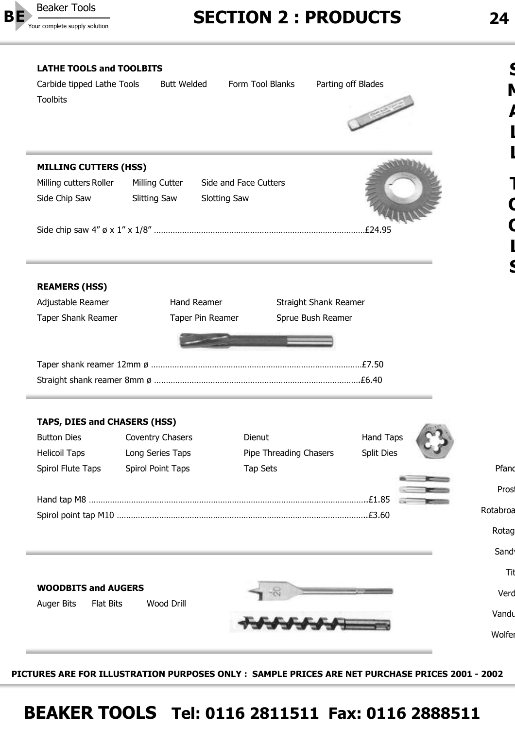## LATHE TOOLS and TOOLBITS

Carbide tipped Lathe Tools    Butt Welded    Form Tool Blanks    Parting off Blades

Toolbits

## MILLING CUTTERS (HSS)

Milling cutters Roller    Milling Cutter    Side and Face Cutters

Side Chip Saw    Slitting Saw    Slotting Saw

Side chip saw 4" ø x 1" x 1/8" ........................................................................................£24.95

## REAMERS (HSS)

Adjustable Reamer    Hand Reamer    Straight Shank Reamer

Taper Shank Reamer    Taper Pin Reamer    Sprue Bush Reamer

Taper shank reamer 12mm ø ........................................................................................£7.50

Straight shank reamer 8mm ø .......................................................................................£6.40

## TAPS, DIES and CHASERS (HSS)

Button Dies    Coventry Chasers    Dienut    Hand Taps

Helicoil Taps    Long Series Taps    Pipe Threading Chasers    Split Dies

Spirol Flute Taps    Spirol Point Taps    Tap Sets

Hand tap M8 ......................................................................................................................£1.85

Spirol point tap M10 ..........................................................................................................£3.60

## WOODBITS and AUGERS

Auger Bits    Flat Bits    Wood Drill

PICTURES ARE FOR ILLUSTRATION PURPOSES ONLY : SAMPLE PRICES ARE NET PURCHASE PRICES 2001 - 2002

**BEAKER TOOLS Tel: 0116 2811511 Fax: 0116 2888511**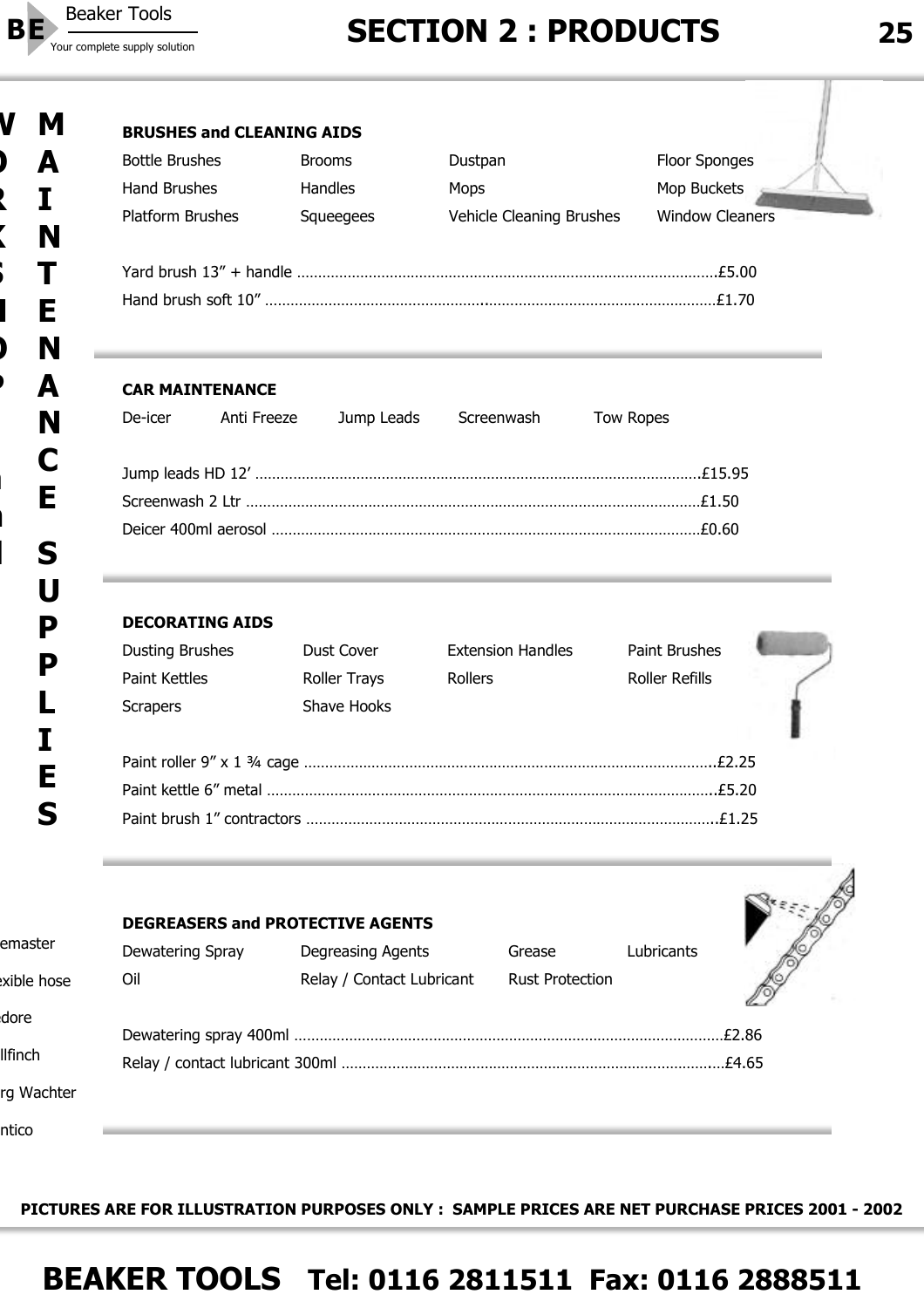# MAINTENANCE SUPPLIES

### BRUSHES and CLEANING AIDS

| | | | |
|---|---|---|---|
| Bottle Brushes | Brooms | Dustpan | Floor Sponges |
| Hand Brushes | Handles | Mops | Mop Buckets |
| Platform Brushes | Squeegees | Vehicle Cleaning Brushes | Window Cleaners |

Yard brush 13" + handle ........ £5.00

Hand brush soft 10" ........ £1.70

### CAR MAINTENANCE

De-icer | Anti Freeze | Jump Leads | Screenwash | Tow Ropes

Jump leads HD 12' ........ £15.95

Screenwash 2 Ltr ........ £1.50

Deicer 400ml aerosol ........ £0.60

### DECORATING AIDS

| | | | |
|---|---|---|---|
| Dusting Brushes | Dust Cover | Extension Handles | Paint Brushes |
| Paint Kettles | Roller Trays | Rollers | Roller Refills |
| Scrapers | Shave Hooks | | |

Paint roller 9" x 1 ¾ cage ........ £2.25

Paint kettle 6" metal ........ £5.20

Paint brush 1" contractors ........ £1.25

### DEGREASERS and PROTECTIVE AGENTS

| | | | |
|---|---|---|---|
| Dewatering Spray | Degreasing Agents | Grease | Lubricants |
| Oil | Relay / Contact Lubricant | Rust Protection | |

Dewatering spray 400ml ........ £2.86

Relay / contact lubricant 300ml ........ £4.65

PICTURES ARE FOR ILLUSTRATION PURPOSES ONLY : SAMPLE PRICES ARE NET PURCHASE PRICES 2001 - 2002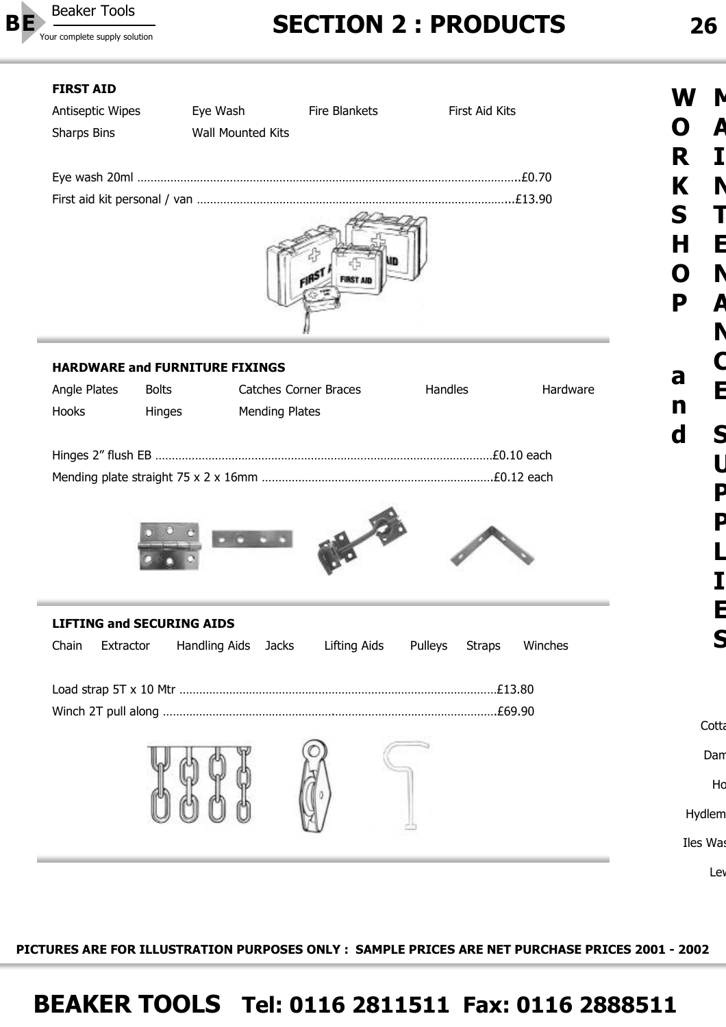## FIRST AID

Antiseptic Wipes    Eye Wash    Fire Blankets    First Aid Kits
Sharps Bins    Wall Mounted Kits

Eye wash 20ml ....................................................................................................................£0.70
First aid kit personal / van ..............................................................................................£13.90

## HARDWARE and FURNITURE FIXINGS

Angle Plates    Bolts    Catches Corner Braces    Handles    Hardware
Hooks    Hinges    Mending Plates

Hinges 2” flush EB ......................................................................................................£0.10 each
Mending plate straight 75 x 2 x 16mm ......................................................................£0.12 each

## LIFTING and SECURING AIDS

Chain    Extractor    Handling Aids    Jacks    Lifting Aids    Pulleys    Straps    Winches

Load strap 5T x 10 Mtr ...............................................................................................£13.80
Winch 2T pull along ....................................................................................................£69.90

WORKSHOP and MAINTENANCE SUPPLIES

Cotta
Dam
Ho
Hydlem
Iles Was
Lew

PICTURES ARE FOR ILLUSTRATION PURPOSES ONLY : SAMPLE PRICES ARE NET PURCHASE PRICES 2001 - 2002

**BEAKER TOOLS Tel: 0116 2811511 Fax: 0116 2888511**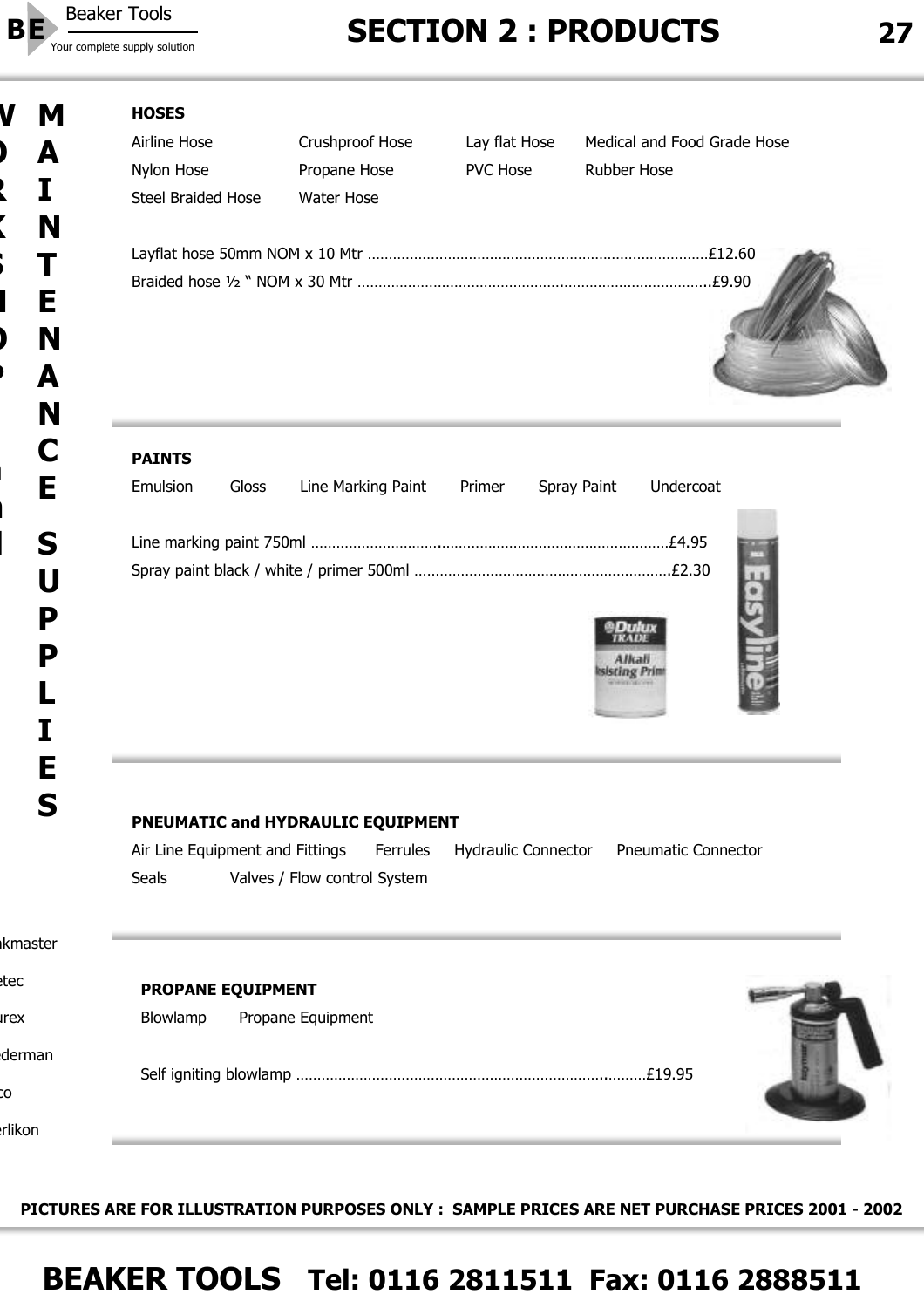## HOSES

Airline Hose | Crushproof Hose | Lay flat Hose | Medical and Food Grade Hose
Nylon Hose | Propane Hose | PVC Hose | Rubber Hose
Steel Braided Hose | Water Hose

Layflat hose 50mm NOM x 10 Mtr ................................................................................£12.60
Braided hose ½ " NOM x 30 Mtr ...................................................................................£9.90

## PAINTS

Emulsion | Gloss | Line Marking Paint | Primer | Spray Paint | Undercoat

Line marking paint 750ml .....................................................................................£4.95
Spray paint black / white / primer 500ml .............................................................£2.30

## PNEUMATIC and HYDRAULIC EQUIPMENT

Air Line Equipment and Fittings | Ferrules | Hydraulic Connector | Pneumatic Connector
Seals | Valves / Flow control System

## PROPANE EQUIPMENT

Blowlamp | Propane Equipment

Self igniting blowlamp ....................................................................................£19.95

PICTURES ARE FOR ILLUSTRATION PURPOSES ONLY : SAMPLE PRICES ARE NET PURCHASE PRICES 2001 - 2002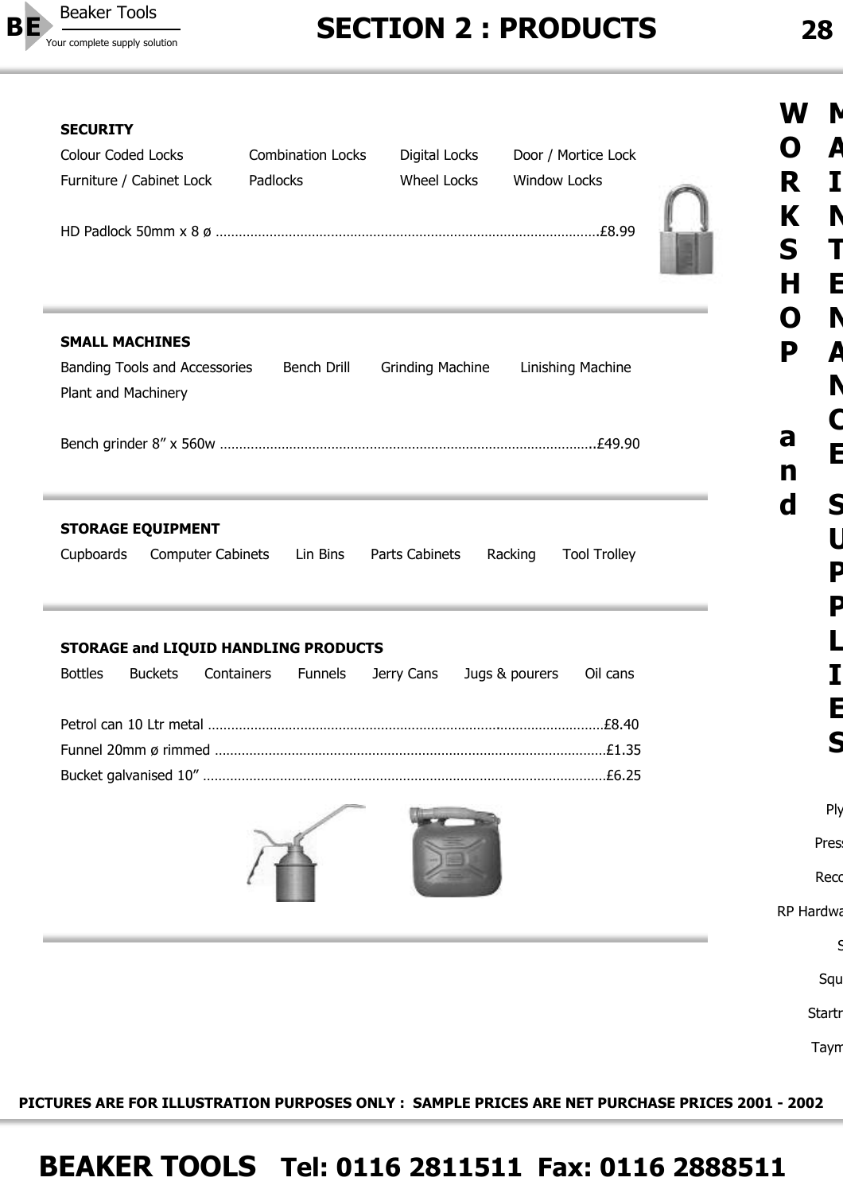## SECURITY

Colour Coded Locks | Combination Locks | Digital Locks | Door / Mortice Lock
Furniture / Cabinet Lock | Padlocks | Wheel Locks | Window Locks

HD Padlock 50mm x 8 ø ....................£8.99

## SMALL MACHINES

Banding Tools and Accessories | Bench Drill | Grinding Machine | Linishing Machine
Plant and Machinery

Bench grinder 8” x 560w ....................£49.90

## STORAGE EQUIPMENT

Cupboards | Computer Cabinets | Lin Bins | Parts Cabinets | Racking | Tool Trolley

## STORAGE and LIQUID HANDLING PRODUCTS

Bottles | Buckets | Containers | Funnels | Jerry Cans | Jugs & pourers | Oil cans

Petrol can 10 Ltr metal ....................£8.40
Funnel 20mm ø rimmed ....................£1.35
Bucket galvanised 10” ....................£6.25

**WORKSHOP and MAINTENANCE SUPPLIES**

Ply
Press
Reco
RP Hardwa
S
Squ
Startr
Taym

**PICTURES ARE FOR ILLUSTRATION PURPOSES ONLY : SAMPLE PRICES ARE NET PURCHASE PRICES 2001 - 2002**

**BEAKER TOOLS Tel: 0116 2811511 Fax: 0116 2888511**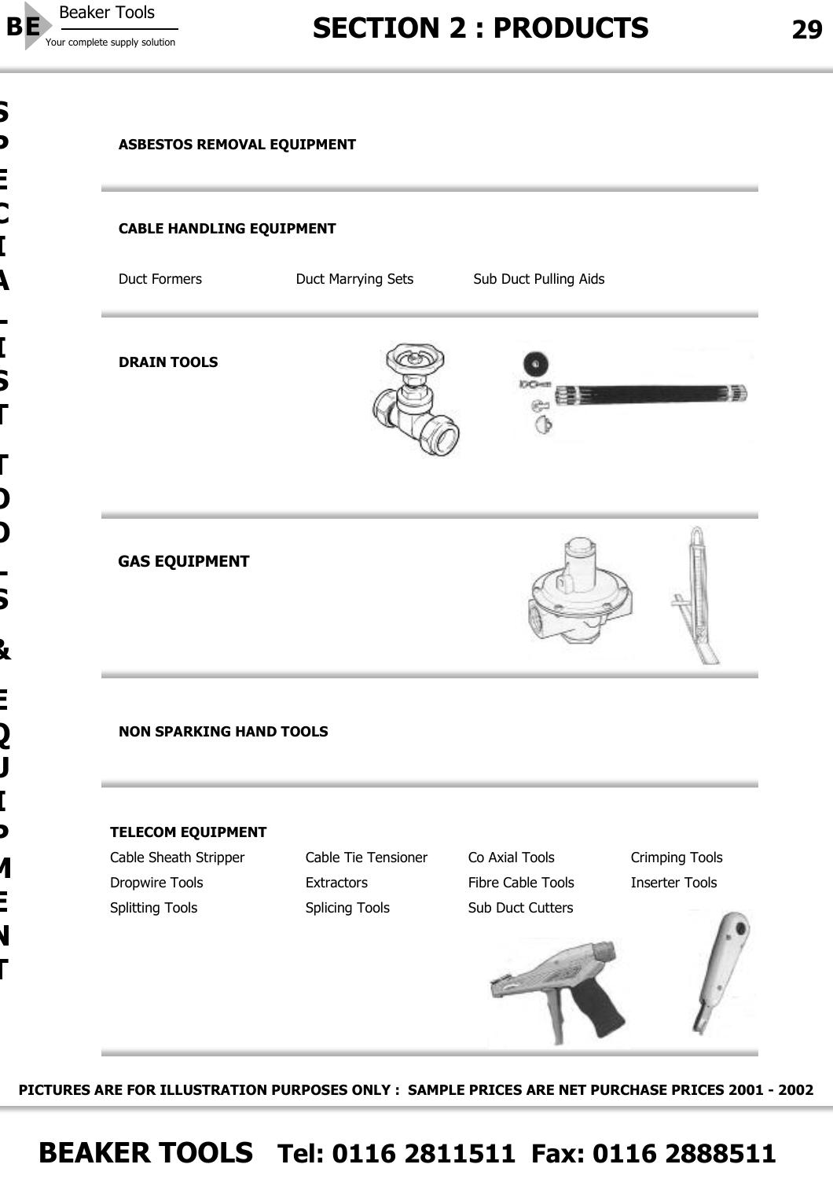## SECTION 2 : PRODUCTS

SPECIALIST TOOLS & EQUIPMENT

### ASBESTOS REMOVAL EQUIPMENT

### CABLE HANDLING EQUIPMENT

Duct Formers
Duct Marrying Sets
Sub Duct Pulling Aids

### DRAIN TOOLS

### GAS EQUIPMENT

### NON SPARKING HAND TOOLS

### TELECOM EQUIPMENT

Cable Sheath Stripper
Cable Tie Tensioner
Co Axial Tools
Crimping Tools
Dropwire Tools
Extractors
Fibre Cable Tools
Inserter Tools
Splitting Tools
Splicing Tools
Sub Duct Cutters

**PICTURES ARE FOR ILLUSTRATION PURPOSES ONLY : SAMPLE PRICES ARE NET PURCHASE PRICES 2001 - 2002**

**BEAKER TOOLS Tel: 0116 2811511 Fax: 0116 2888511**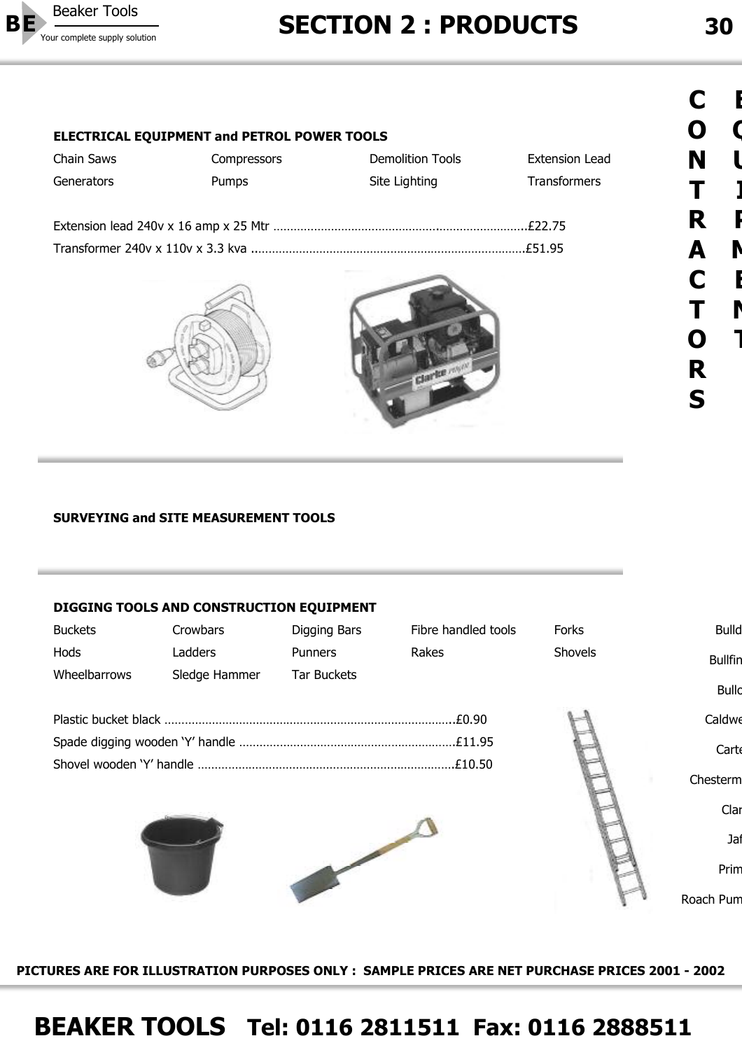### ELECTRICAL EQUIPMENT and PETROL POWER TOOLS

| | | | |
|---|---|---|---|
| Chain Saws | Compressors | Demolition Tools | Extension Lead |
| Generators | Pumps | Site Lighting | Transformers |

Extension lead 240v x 16 amp x 25 Mtr ..........................................................................£22.75

Transformer 240v x 110v x 3.3 kva ................................................................................£51.95

### SURVEYING and SITE MEASUREMENT TOOLS

### DIGGING TOOLS AND CONSTRUCTION EQUIPMENT

| | | | | |
|---|---|---|---|---|
| Buckets | Crowbars | Digging Bars | Fibre handled tools | Forks |
| Hods | Ladders | Punners | Rakes | Shovels |
| Wheelbarrows | Sledge Hammer | Tar Buckets | | |

Plastic bucket black .....................................................................................£0.90

Spade digging wooden 'Y' handle ...............................................................£11.95

Shovel wooden 'Y' handle ...........................................................................£10.50

PICTURES ARE FOR ILLUSTRATION PURPOSES ONLY : SAMPLE PRICES ARE NET PURCHASE PRICES 2001 - 2002

**BEAKER TOOLS Tel: 0116 2811511 Fax: 0116 2888511**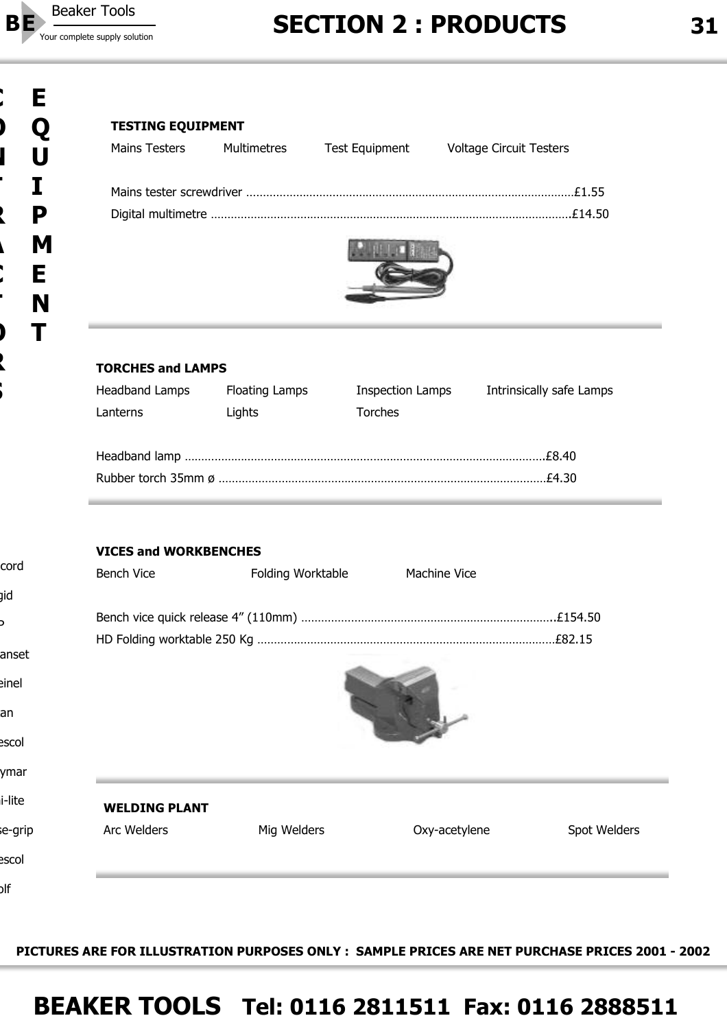# EQUIPMENT

## TESTING EQUIPMENT

Mains Testers    Multimetres    Test Equipment    Voltage Circuit Testers

Mains tester screwdriver ........................................................................................£1.55

Digital multimetre ..................................................................................................£14.50

## TORCHES and LAMPS

Headband Lamps    Floating Lamps    Inspection Lamps    Intrinsically safe Lamps

Lanterns    Lights    Torches

Headband lamp .....................................................................................................£8.40

Rubber torch 35mm ø ............................................................................................£4.30

## VICES and WORKBENCHES

Bench Vice    Folding Worktable    Machine Vice

Bench vice quick release 4" (110mm) ..................................................................£154.50

HD Folding worktable 250 Kg ................................................................................£82.15

## WELDING PLANT

Arc Welders    Mig Welders    Oxy-acetylene    Spot Welders

PICTURES ARE FOR ILLUSTRATION PURPOSES ONLY : SAMPLE PRICES ARE NET PURCHASE PRICES 2001 - 2002

**BEAKER TOOLS   Tel: 0116 2811511  Fax: 0116 2888511**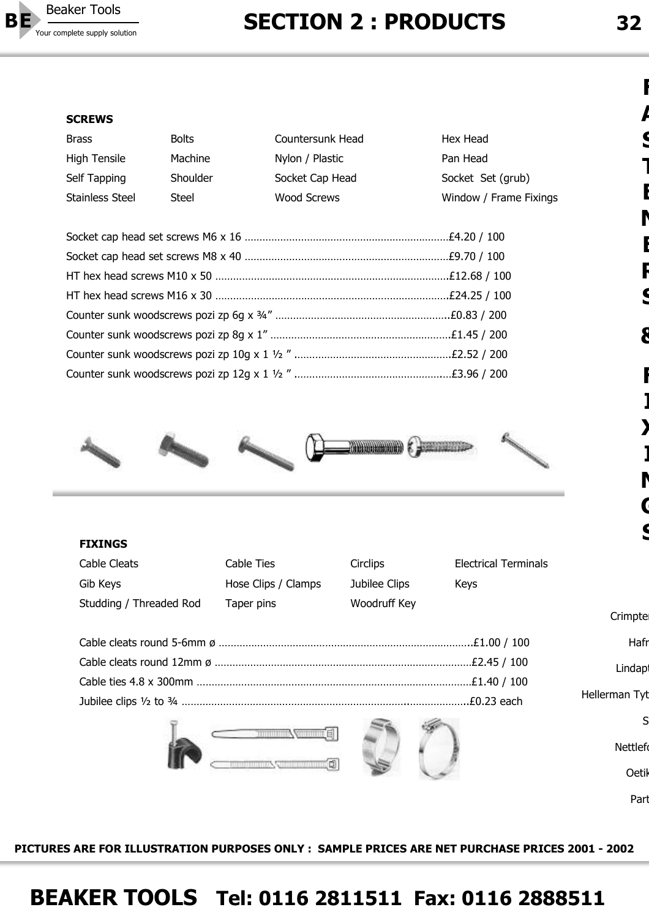# SECTION 2 : PRODUCTS

## SCREWS

| | | | |
|---|---|---|---|
| Brass | Bolts | Countersunk Head | Hex Head |
| High Tensile | Machine | Nylon / Plastic | Pan Head |
| Self Tapping | Shoulder | Socket Cap Head | Socket Set (grub) |
| Stainless Steel | Steel | Wood Screws | Window / Frame Fixings |

Socket cap head set screws M6 x 16 ....................................................................£4.20 / 100
Socket cap head set screws M8 x 40 ....................................................................£9.70 / 100
HT hex head screws M10 x 50 ..............................................................................£12.68 / 100
HT hex head screws M16 x 30 ..............................................................................£24.25 / 100
Counter sunk woodscrews pozi zp 6g x ¾” ..........................................................£0.83 / 200
Counter sunk woodscrews pozi zp 8g x 1” ............................................................£1.45 / 200
Counter sunk woodscrews pozi zp 10g x 1 ½ ” ....................................................£2.52 / 200
Counter sunk woodscrews pozi zp 12g x 1 ½ ” ....................................................£3.96 / 200

## FIXINGS

| | | | |
|---|---|---|---|
| Cable Cleats | Cable Ties | Circlips | Electrical Terminals |
| Gib Keys | Hose Clips / Clamps | Jubilee Clips | Keys |
| Studding / Threaded Rod | Taper pins | Woodruff Key | |

Cable cleats round 5-6mm ø ...................................................................................£1.00 / 100
Cable cleats round 12mm ø .....................................................................................£2.45 / 100
Cable ties 4.8 x 300mm ...........................................................................................£1.40 / 100
Jubilee clips ½ to ¾ ...................................................................................................£0.23 each

Crimpter
Hafr
Lindapt
Hellerman Tyt
S
Nettlefo
Oetik
Part

PICTURES ARE FOR ILLUSTRATION PURPOSES ONLY : SAMPLE PRICES ARE NET PURCHASE PRICES 2001 - 2002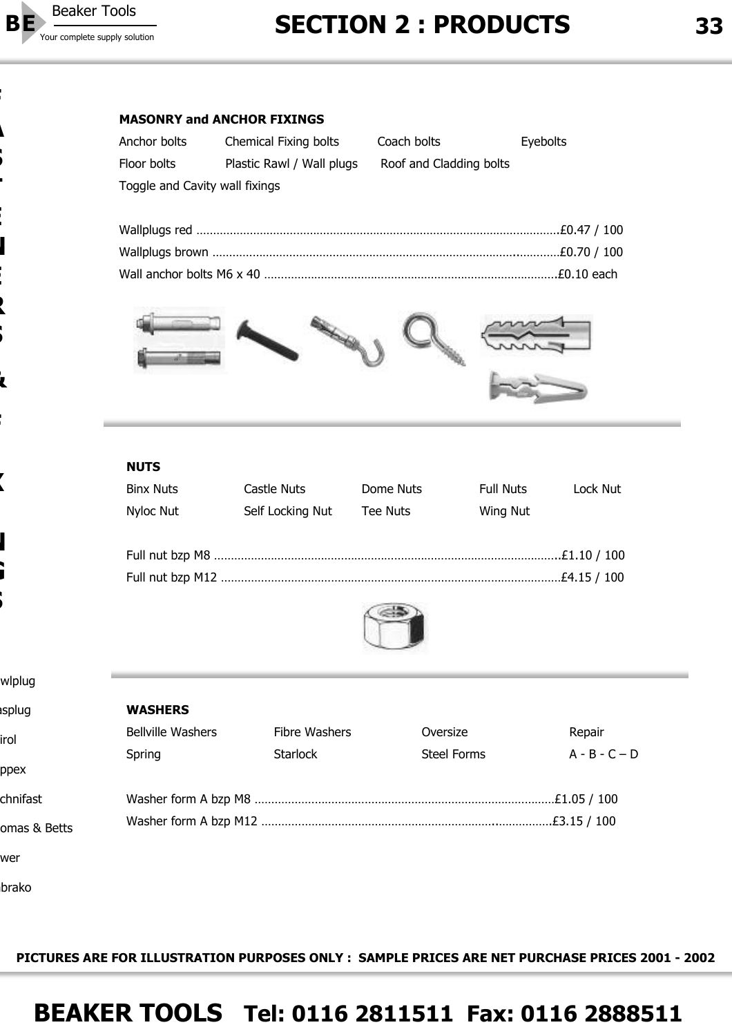## MASONRY and ANCHOR FIXINGS

Anchor bolts Chemical Fixing bolts Coach bolts Eyebolts
Floor bolts Plastic Rawl / Wall plugs Roof and Cladding bolts
Toggle and Cavity wall fixings

Wallplugs red ........................................................................................................£0.47 / 100
Wallplugs brown ....................................................................................................£0.70 / 100
Wall anchor bolts M6 x 40 ......................................................................................£0.10 each

## NUTS

Binx Nuts Castle Nuts Dome Nuts Full Nuts Lock Nut
Nyloc Nut Self Locking Nut Tee Nuts Wing Nut

Full nut bzp M8 .......................................................................................................£1.10 / 100
Full nut bzp M12 .....................................................................................................£4.15 / 100

## WASHERS

Bellville Washers Fibre Washers Oversize Repair
Spring Starlock Steel Forms A - B - C – D

Washer form A bzp M8 .........................................................................................£1.05 / 100
Washer form A bzp M12 .......................................................................................£3.15 / 100

wlplug
asplug
irol
ppex
chnifast
omas & Betts
wer
brako

**PICTURES ARE FOR ILLUSTRATION PURPOSES ONLY : SAMPLE PRICES ARE NET PURCHASE PRICES 2001 - 2002**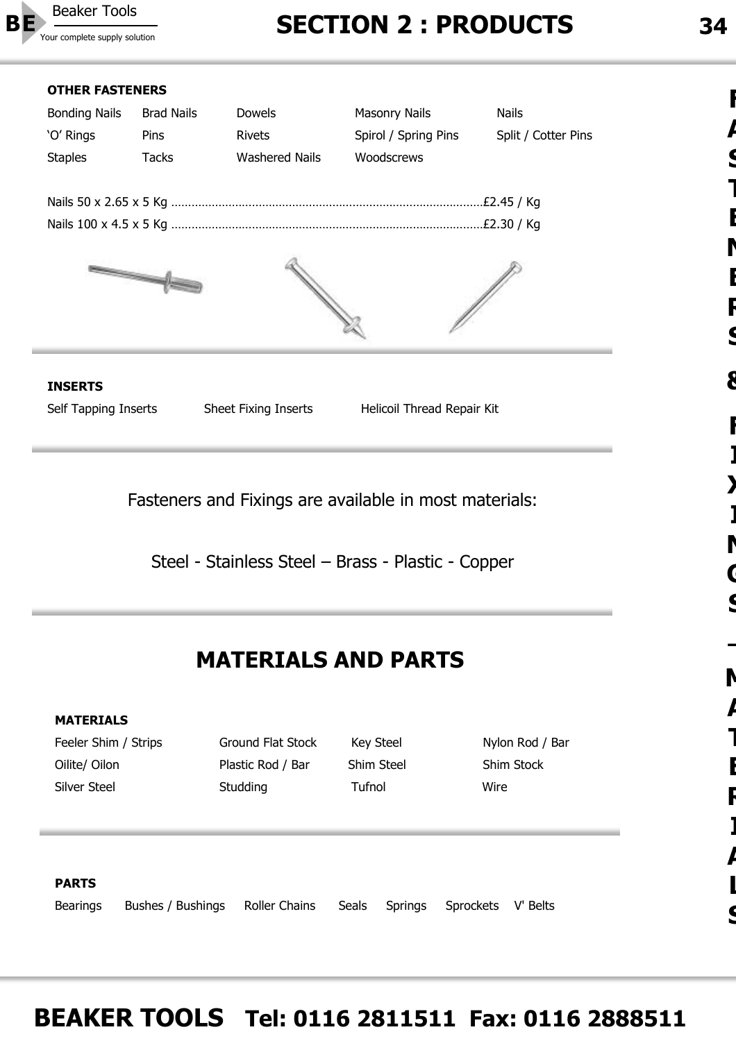### OTHER FASTENERS

| | | | | |
|---|---|---|---|---|
| Bonding Nails | Brad Nails | Dowels | Masonry Nails | Nails |
| ‘O’ Rings | Pins | Rivets | Spirol / Spring Pins | Split / Cotter Pins |
| Staples | Tacks | Washered Nails | Woodscrews | |

Nails 50 x 2.65 x 5 Kg ........................................................................................£2.45 / Kg

Nails 100 x 4.5 x 5 Kg ........................................................................................£2.30 / Kg

### INSERTS

Self Tapping Inserts    Sheet Fixing Inserts    Helicoil Thread Repair Kit

Fasteners and Fixings are available in most materials:

Steel - Stainless Steel – Brass - Plastic - Copper

## MATERIALS AND PARTS

### MATERIALS

| | | | |
|---|---|---|---|
| Feeler Shim / Strips | Ground Flat Stock | Key Steel | Nylon Rod / Bar |
| Oilite/ Oilon | Plastic Rod / Bar | Shim Steel | Shim Stock |
| Silver Steel | Studding | Tufnol | Wire |

### PARTS

Bearings    Bushes / Bushings    Roller Chains    Seals    Springs    Sprockets    V' Belts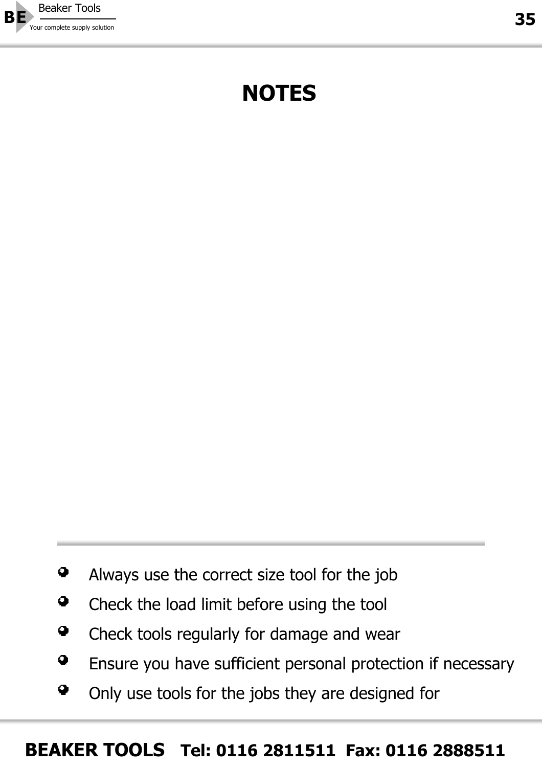# NOTES

- Always use the correct size tool for the job
- Check the load limit before using the tool
- Check tools regularly for damage and wear
- Ensure you have sufficient personal protection if necessary
- Only use tools for the jobs they are designed for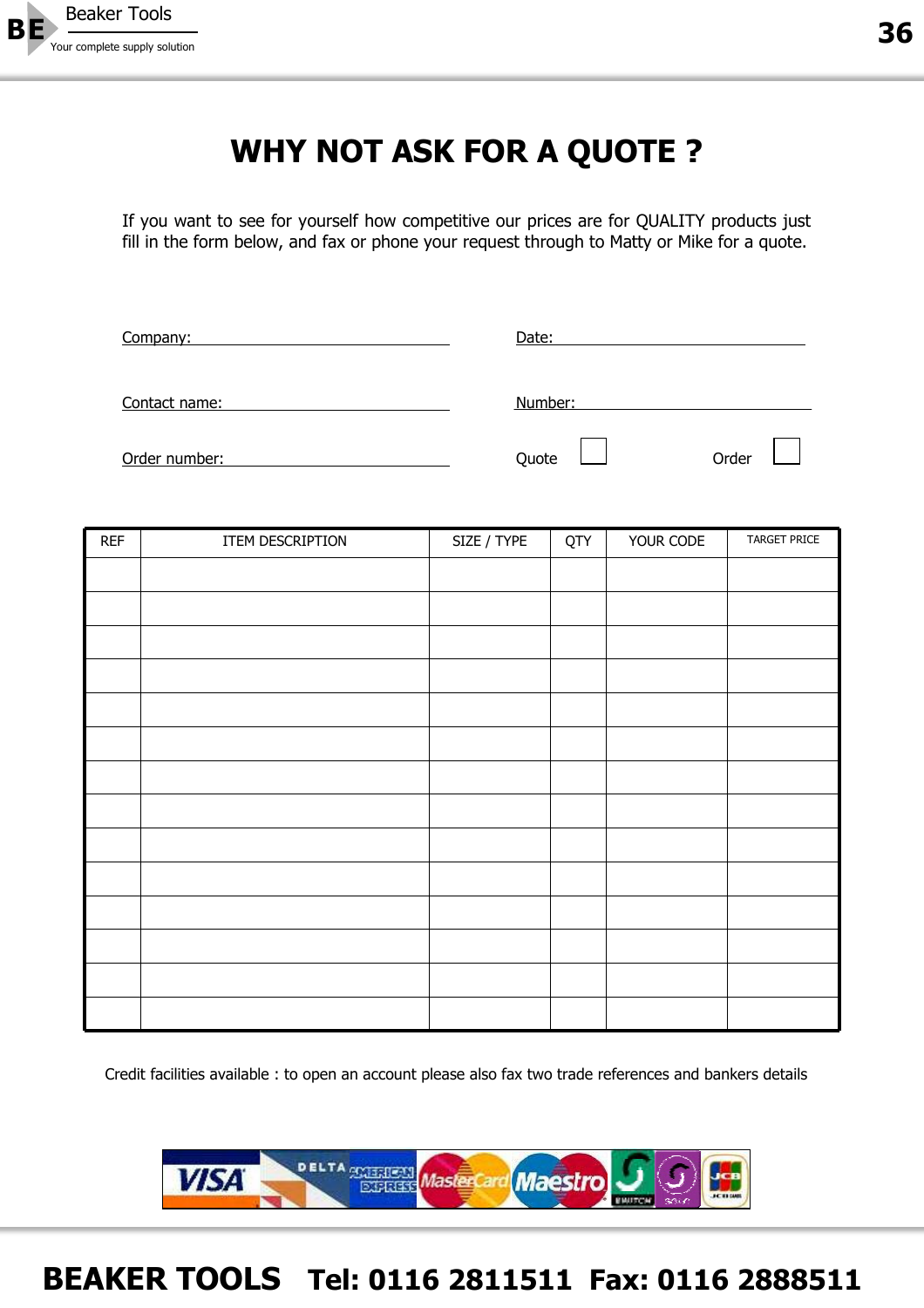# WHY NOT ASK FOR A QUOTE ?

If you want to see for yourself how competitive our prices are for QUALITY products just fill in the form below, and fax or phone your request through to Matty or Mike for a quote.

Company: ______________________ Date: ______________________

Contact name: ______________________ Number: ______________________

Order number: ______________________ Quote ☐ Order ☐

| REF | ITEM DESCRIPTION | SIZE / TYPE | QTY | YOUR CODE | TARGET PRICE |
|---|---|---|---|---|---|
| | | | | | |
| | | | | | |
| | | | | | |
| | | | | | |
| | | | | | |
| | | | | | |
| | | | | | |
| | | | | | |
| | | | | | |
| | | | | | |
| | | | | | |
| | | | | | |
| | | | | | |
| | | | | | |

Credit facilities available : to open an account please also fax two trade references and bankers details

VISA DELTA AMERICAN EXPRESS MasterCard Maestro SWITCH SOLO JCB

**BEAKER TOOLS Tel: 0116 2811511 Fax: 0116 2888511**